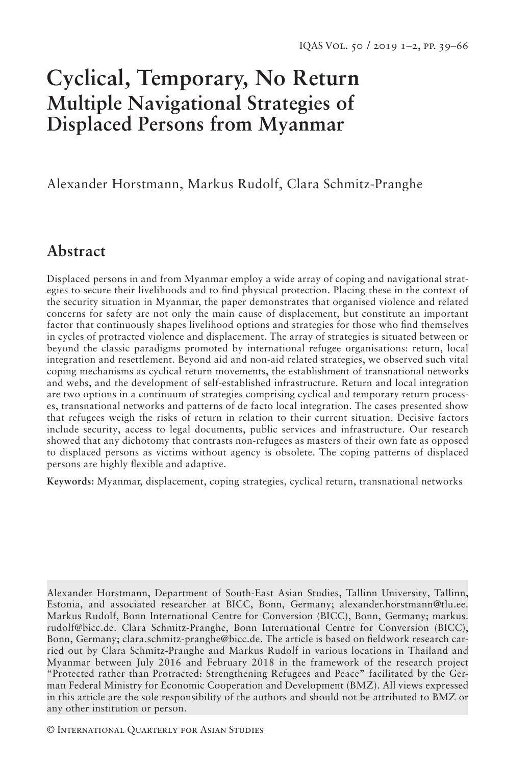# Cyclical, Temporary, No Return
## Multiple Navigational Strategies of Displaced Persons from Myanmar

Alexander Horstmann, Markus Rudolf, Clara Schmitz-Pranghe

## Abstract

Displaced persons in and from Myanmar employ a wide array of coping and navigational strategies to secure their livelihoods and to find physical protection. Placing these in the context of the security situation in Myanmar, the paper demonstrates that organised violence and related concerns for safety are not only the main cause of displacement, but constitute an important factor that continuously shapes livelihood options and strategies for those who find themselves in cycles of protracted violence and displacement. The array of strategies is situated between or beyond the classic paradigms promoted by international refugee organisations: return, local integration and resettlement. Beyond aid and non-aid related strategies, we observed such vital coping mechanisms as cyclical return movements, the establishment of transnational networks and webs, and the development of self-established infrastructure. Return and local integration are two options in a continuum of strategies comprising cyclical and temporary return processes, transnational networks and patterns of de facto local integration. The cases presented show that refugees weigh the risks of return in relation to their current situation. Decisive factors include security, access to legal documents, public services and infrastructure. Our research showed that any dichotomy that contrasts non-refugees as masters of their own fate as opposed to displaced persons as victims without agency is obsolete. The coping patterns of displaced persons are highly flexible and adaptive.

**Keywords:** Myanmar, displacement, coping strategies, cyclical return, transnational networks

Alexander Horstmann, Department of South-East Asian Studies, Tallinn University, Tallinn, Estonia, and associated researcher at BICC, Bonn, Germany; alexander.horstmann@tlu.ee. Markus Rudolf, Bonn International Centre for Conversion (BICC), Bonn, Germany; markus.rudolf@bicc.de. Clara Schmitz-Pranghe, Bonn International Centre for Conversion (BICC), Bonn, Germany; clara.schmitz-pranghe@bicc.de. The article is based on fieldwork research carried out by Clara Schmitz-Pranghe and Markus Rudolf in various locations in Thailand and Myanmar between July 2016 and February 2018 in the framework of the research project "Protected rather than Protracted: Strengthening Refugees and Peace" facilitated by the German Federal Ministry for Economic Cooperation and Development (BMZ). All views expressed in this article are the sole responsibility of the authors and should not be attributed to BMZ or any other institution or person.

© International Quarterly for Asian Studies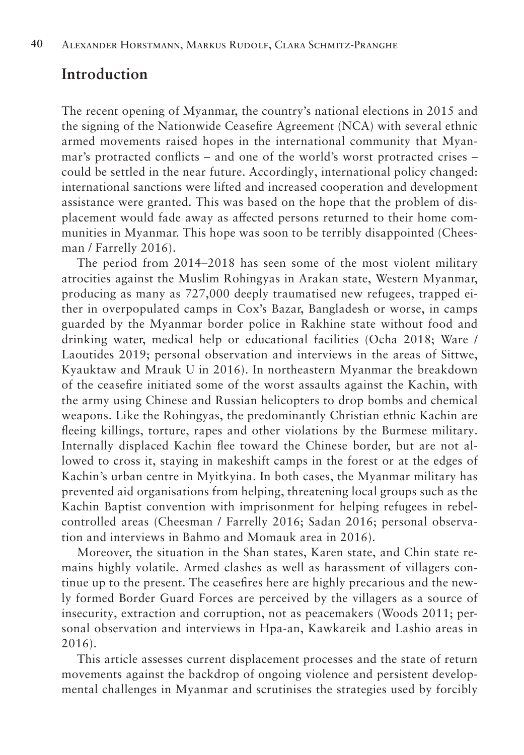## Introduction

The recent opening of Myanmar, the country's national elections in 2015 and the signing of the Nationwide Ceasefire Agreement (NCA) with several ethnic armed movements raised hopes in the international community that Myanmar's protracted conflicts – and one of the world's worst protracted crises – could be settled in the near future. Accordingly, international policy changed: international sanctions were lifted and increased cooperation and development assistance were granted. This was based on the hope that the problem of displacement would fade away as affected persons returned to their home communities in Myanmar. This hope was soon to be terribly disappointed (Cheesman / Farrelly 2016).

The period from 2014–2018 has seen some of the most violent military atrocities against the Muslim Rohingyas in Arakan state, Western Myanmar, producing as many as 727,000 deeply traumatised new refugees, trapped either in overpopulated camps in Cox's Bazar, Bangladesh or worse, in camps guarded by the Myanmar border police in Rakhine state without food and drinking water, medical help or educational facilities (Ocha 2018; Ware / Laoutides 2019; personal observation and interviews in the areas of Sittwe, Kyauktaw and Mrauk U in 2016). In northeastern Myanmar the breakdown of the ceasefire initiated some of the worst assaults against the Kachin, with the army using Chinese and Russian helicopters to drop bombs and chemical weapons. Like the Rohingyas, the predominantly Christian ethnic Kachin are fleeing killings, torture, rapes and other violations by the Burmese military. Internally displaced Kachin flee toward the Chinese border, but are not allowed to cross it, staying in makeshift camps in the forest or at the edges of Kachin's urban centre in Myitkyina. In both cases, the Myanmar military has prevented aid organisations from helping, threatening local groups such as the Kachin Baptist convention with imprisonment for helping refugees in rebel-controlled areas (Cheesman / Farrelly 2016; Sadan 2016; personal observation and interviews in Bahmo and Momauk area in 2016).

Moreover, the situation in the Shan states, Karen state, and Chin state remains highly volatile. Armed clashes as well as harassment of villagers continue up to the present. The ceasefires here are highly precarious and the newly formed Border Guard Forces are perceived by the villagers as a source of insecurity, extraction and corruption, not as peacemakers (Woods 2011; personal observation and interviews in Hpa-an, Kawkareik and Lashio areas in 2016).

This article assesses current displacement processes and the state of return movements against the backdrop of ongoing violence and persistent developmental challenges in Myanmar and scrutinises the strategies used by forcibly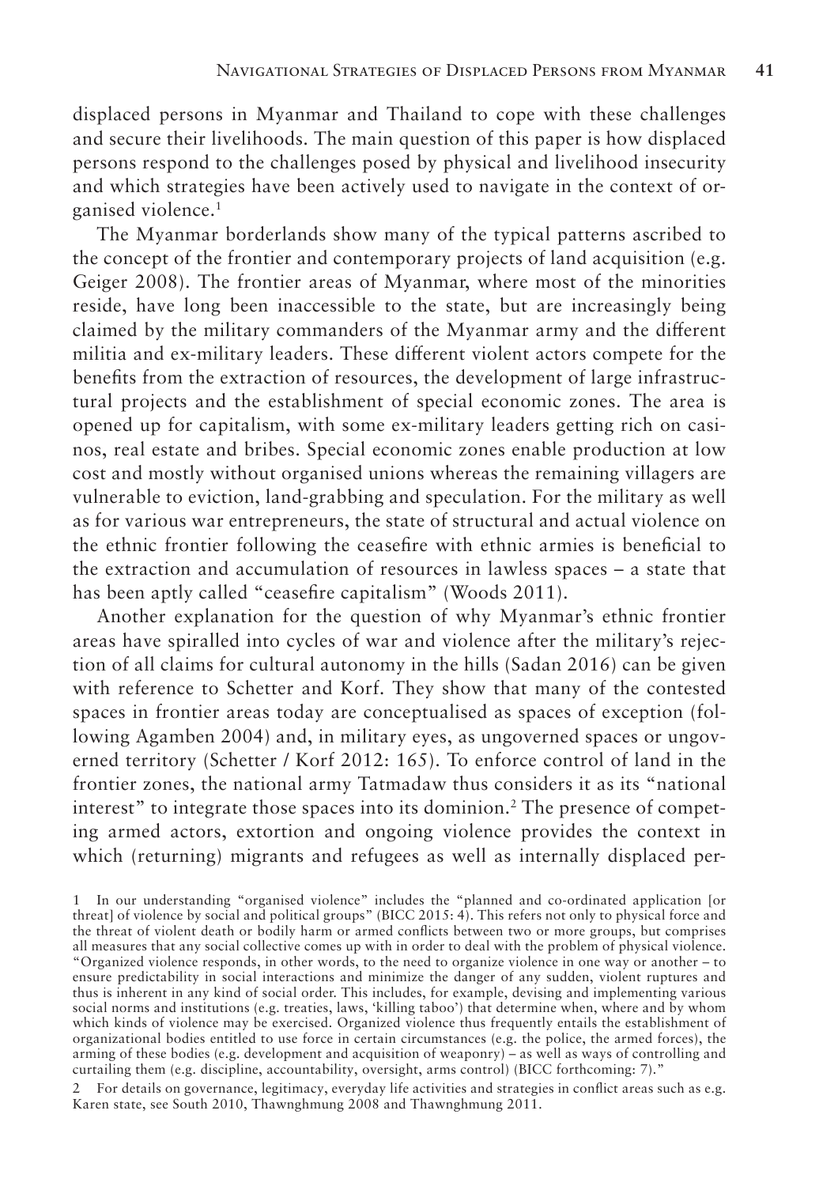displaced persons in Myanmar and Thailand to cope with these challenges and secure their livelihoods. The main question of this paper is how displaced persons respond to the challenges posed by physical and livelihood insecurity and which strategies have been actively used to navigate in the context of organised violence.[1]

The Myanmar borderlands show many of the typical patterns ascribed to the concept of the frontier and contemporary projects of land acquisition (e.g. Geiger 2008). The frontier areas of Myanmar, where most of the minorities reside, have long been inaccessible to the state, but are increasingly being claimed by the military commanders of the Myanmar army and the different militia and ex-military leaders. These different violent actors compete for the benefits from the extraction of resources, the development of large infrastructural projects and the establishment of special economic zones. The area is opened up for capitalism, with some ex-military leaders getting rich on casinos, real estate and bribes. Special economic zones enable production at low cost and mostly without organised unions whereas the remaining villagers are vulnerable to eviction, land-grabbing and speculation. For the military as well as for various war entrepreneurs, the state of structural and actual violence on the ethnic frontier following the ceasefire with ethnic armies is beneficial to the extraction and accumulation of resources in lawless spaces – a state that has been aptly called "ceasefire capitalism" (Woods 2011).

Another explanation for the question of why Myanmar's ethnic frontier areas have spiralled into cycles of war and violence after the military's rejection of all claims for cultural autonomy in the hills (Sadan 2016) can be given with reference to Schetter and Korf. They show that many of the contested spaces in frontier areas today are conceptualised as spaces of exception (following Agamben 2004) and, in military eyes, as ungoverned spaces or ungoverned territory (Schetter / Korf 2012: 165). To enforce control of land in the frontier zones, the national army Tatmadaw thus considers it as its "national interest" to integrate those spaces into its dominion.[2] The presence of competing armed actors, extortion and ongoing violence provides the context in which (returning) migrants and refugees as well as internally displaced per-

1 In our understanding "organised violence" includes the "planned and co-ordinated application [or threat] of violence by social and political groups" (BICC 2015: 4). This refers not only to physical force and the threat of violent death or bodily harm or armed conflicts between two or more groups, but comprises all measures that any social collective comes up with in order to deal with the problem of physical violence. "Organized violence responds, in other words, to the need to organize violence in one way or another – to ensure predictability in social interactions and minimize the danger of any sudden, violent ruptures and thus is inherent in any kind of social order. This includes, for example, devising and implementing various social norms and institutions (e.g. treaties, laws, 'killing taboo') that determine when, where and by whom which kinds of violence may be exercised. Organized violence thus frequently entails the establishment of organizational bodies entitled to use force in certain circumstances (e.g. the police, the armed forces), the arming of these bodies (e.g. development and acquisition of weaponry) – as well as ways of controlling and curtailing them (e.g. discipline, accountability, oversight, arms control) (BICC forthcoming: 7)."

2 For details on governance, legitimacy, everyday life activities and strategies in conflict areas such as e.g. Karen state, see South 2010, Thawnghmung 2008 and Thawnghmung 2011.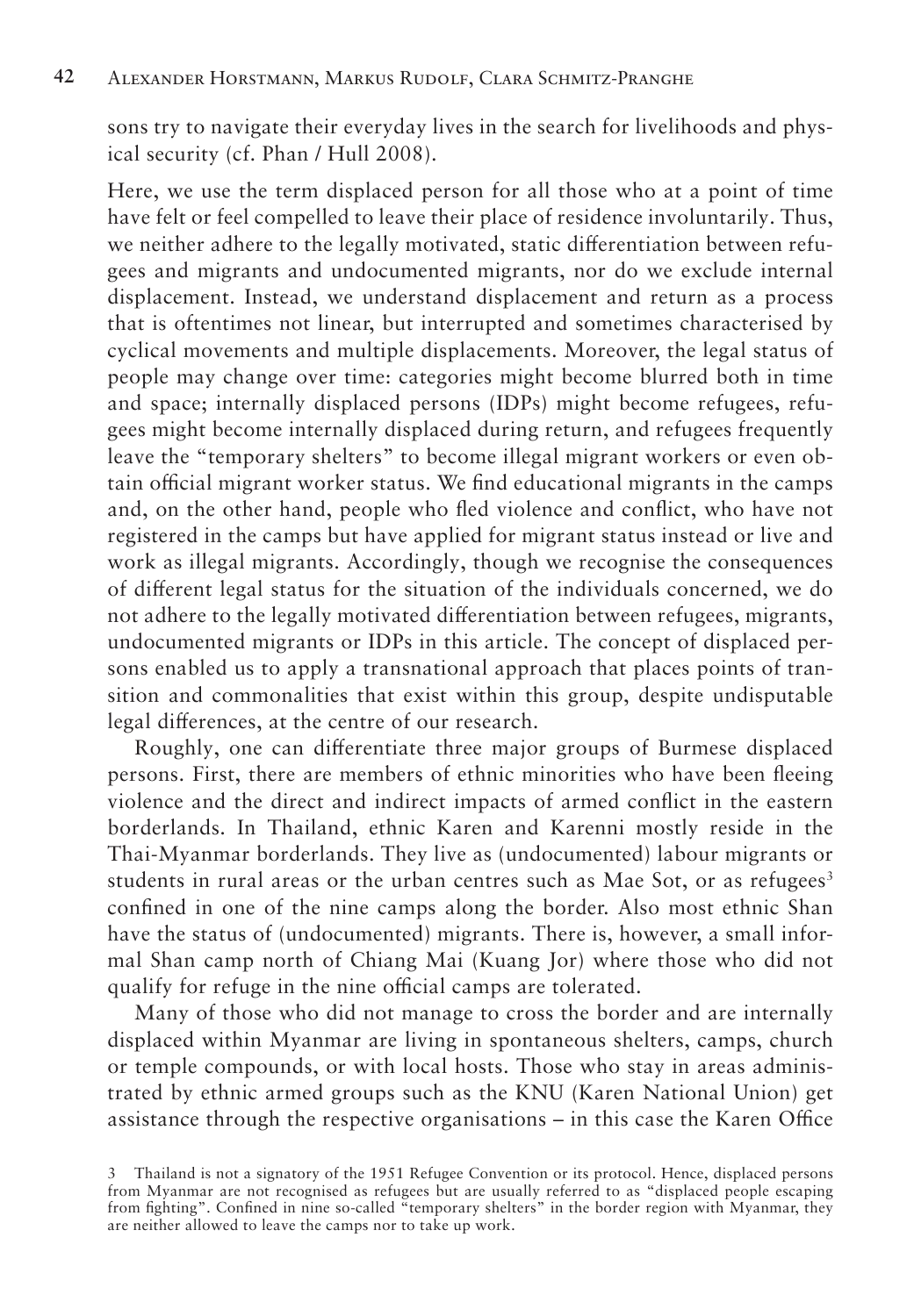sons try to navigate their everyday lives in the search for livelihoods and physical security (cf. Phan / Hull 2008).

Here, we use the term displaced person for all those who at a point of time have felt or feel compelled to leave their place of residence involuntarily. Thus, we neither adhere to the legally motivated, static differentiation between refugees and migrants and undocumented migrants, nor do we exclude internal displacement. Instead, we understand displacement and return as a process that is oftentimes not linear, but interrupted and sometimes characterised by cyclical movements and multiple displacements. Moreover, the legal status of people may change over time: categories might become blurred both in time and space; internally displaced persons (IDPs) might become refugees, refugees might become internally displaced during return, and refugees frequently leave the "temporary shelters" to become illegal migrant workers or even obtain official migrant worker status. We find educational migrants in the camps and, on the other hand, people who fled violence and conflict, who have not registered in the camps but have applied for migrant status instead or live and work as illegal migrants. Accordingly, though we recognise the consequences of different legal status for the situation of the individuals concerned, we do not adhere to the legally motivated differentiation between refugees, migrants, undocumented migrants or IDPs in this article. The concept of displaced persons enabled us to apply a transnational approach that places points of transition and commonalities that exist within this group, despite undisputable legal differences, at the centre of our research.

Roughly, one can differentiate three major groups of Burmese displaced persons. First, there are members of ethnic minorities who have been fleeing violence and the direct and indirect impacts of armed conflict in the eastern borderlands. In Thailand, ethnic Karen and Karenni mostly reside in the Thai-Myanmar borderlands. They live as (undocumented) labour migrants or students in rural areas or the urban centres such as Mae Sot, or as refugees[3] confined in one of the nine camps along the border. Also most ethnic Shan have the status of (undocumented) migrants. There is, however, a small informal Shan camp north of Chiang Mai (Kuang Jor) where those who did not qualify for refuge in the nine official camps are tolerated.

Many of those who did not manage to cross the border and are internally displaced within Myanmar are living in spontaneous shelters, camps, church or temple compounds, or with local hosts. Those who stay in areas administrated by ethnic armed groups such as the KNU (Karen National Union) get assistance through the respective organisations – in this case the Karen Office

3 Thailand is not a signatory of the 1951 Refugee Convention or its protocol. Hence, displaced persons from Myanmar are not recognised as refugees but are usually referred to as "displaced people escaping from fighting". Confined in nine so-called "temporary shelters" in the border region with Myanmar, they are neither allowed to leave the camps nor to take up work.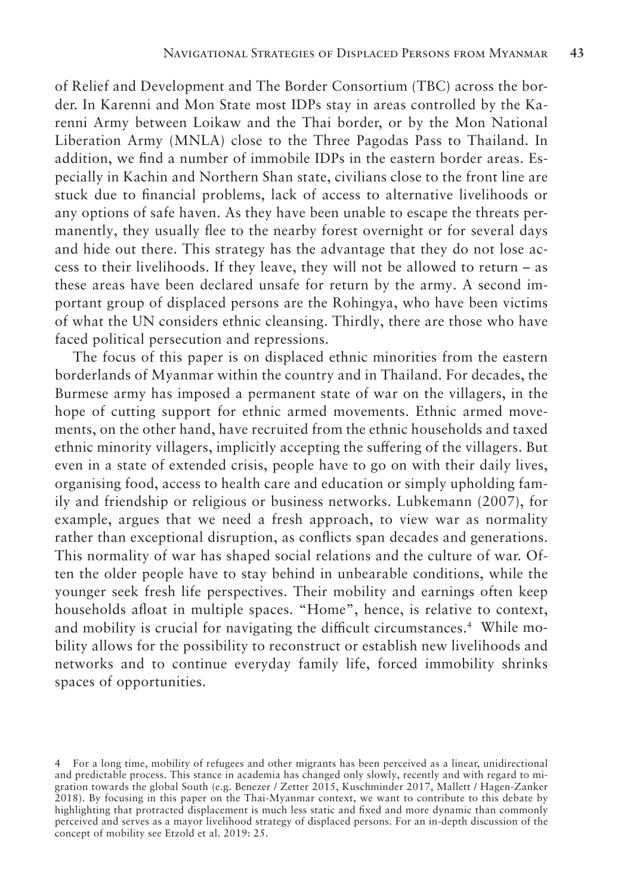of Relief and Development and The Border Consortium (TBC) across the border. In Karenni and Mon State most IDPs stay in areas controlled by the Karenni Army between Loikaw and the Thai border, or by the Mon National Liberation Army (MNLA) close to the Three Pagodas Pass to Thailand. In addition, we find a number of immobile IDPs in the eastern border areas. Especially in Kachin and Northern Shan state, civilians close to the front line are stuck due to financial problems, lack of access to alternative livelihoods or any options of safe haven. As they have been unable to escape the threats permanently, they usually flee to the nearby forest overnight or for several days and hide out there. This strategy has the advantage that they do not lose access to their livelihoods. If they leave, they will not be allowed to return – as these areas have been declared unsafe for return by the army. A second important group of displaced persons are the Rohingya, who have been victims of what the UN considers ethnic cleansing. Thirdly, there are those who have faced political persecution and repressions.

The focus of this paper is on displaced ethnic minorities from the eastern borderlands of Myanmar within the country and in Thailand. For decades, the Burmese army has imposed a permanent state of war on the villagers, in the hope of cutting support for ethnic armed movements. Ethnic armed movements, on the other hand, have recruited from the ethnic households and taxed ethnic minority villagers, implicitly accepting the suffering of the villagers. But even in a state of extended crisis, people have to go on with their daily lives, organising food, access to health care and education or simply upholding family and friendship or religious or business networks. Lubkemann (2007), for example, argues that we need a fresh approach, to view war as normality rather than exceptional disruption, as conflicts span decades and generations. This normality of war has shaped social relations and the culture of war. Often the older people have to stay behind in unbearable conditions, while the younger seek fresh life perspectives. Their mobility and earnings often keep households afloat in multiple spaces. "Home", hence, is relative to context, and mobility is crucial for navigating the difficult circumstances.[4] While mobility allows for the possibility to reconstruct or establish new livelihoods and networks and to continue everyday family life, forced immobility shrinks spaces of opportunities.

4 For a long time, mobility of refugees and other migrants has been perceived as a linear, unidirectional and predictable process. This stance in academia has changed only slowly, recently and with regard to migration towards the global South (e.g. Benezer / Zetter 2015, Kuschminder 2017, Mallett / Hagen-Zanker 2018). By focusing in this paper on the Thai-Myanmar context, we want to contribute to this debate by highlighting that protracted displacement is much less static and fixed and more dynamic than commonly perceived and serves as a mayor livelihood strategy of displaced persons. For an in-depth discussion of the concept of mobility see Etzold et al. 2019: 25.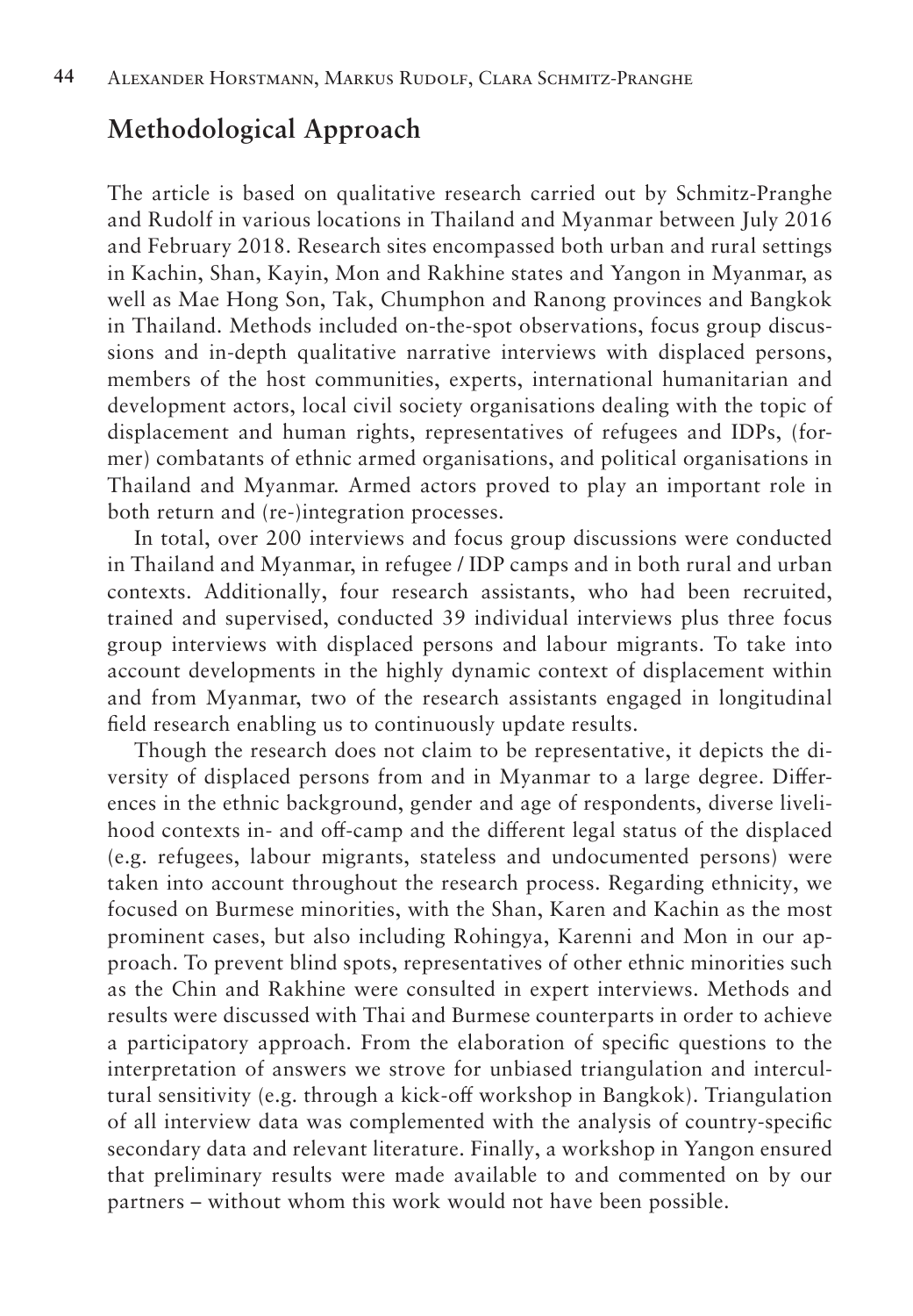## Methodological Approach

The article is based on qualitative research carried out by Schmitz-Pranghe and Rudolf in various locations in Thailand and Myanmar between July 2016 and February 2018. Research sites encompassed both urban and rural settings in Kachin, Shan, Kayin, Mon and Rakhine states and Yangon in Myanmar, as well as Mae Hong Son, Tak, Chumphon and Ranong provinces and Bangkok in Thailand. Methods included on-the-spot observations, focus group discussions and in-depth qualitative narrative interviews with displaced persons, members of the host communities, experts, international humanitarian and development actors, local civil society organisations dealing with the topic of displacement and human rights, representatives of refugees and IDPs, (former) combatants of ethnic armed organisations, and political organisations in Thailand and Myanmar. Armed actors proved to play an important role in both return and (re-)integration processes.

In total, over 200 interviews and focus group discussions were conducted in Thailand and Myanmar, in refugee / IDP camps and in both rural and urban contexts. Additionally, four research assistants, who had been recruited, trained and supervised, conducted 39 individual interviews plus three focus group interviews with displaced persons and labour migrants. To take into account developments in the highly dynamic context of displacement within and from Myanmar, two of the research assistants engaged in longitudinal field research enabling us to continuously update results.

Though the research does not claim to be representative, it depicts the diversity of displaced persons from and in Myanmar to a large degree. Differences in the ethnic background, gender and age of respondents, diverse livelihood contexts in- and off-camp and the different legal status of the displaced (e.g. refugees, labour migrants, stateless and undocumented persons) were taken into account throughout the research process. Regarding ethnicity, we focused on Burmese minorities, with the Shan, Karen and Kachin as the most prominent cases, but also including Rohingya, Karenni and Mon in our approach. To prevent blind spots, representatives of other ethnic minorities such as the Chin and Rakhine were consulted in expert interviews. Methods and results were discussed with Thai and Burmese counterparts in order to achieve a participatory approach. From the elaboration of specific questions to the interpretation of answers we strove for unbiased triangulation and intercultural sensitivity (e.g. through a kick-off workshop in Bangkok). Triangulation of all interview data was complemented with the analysis of country-specific secondary data and relevant literature. Finally, a workshop in Yangon ensured that preliminary results were made available to and commented on by our partners – without whom this work would not have been possible.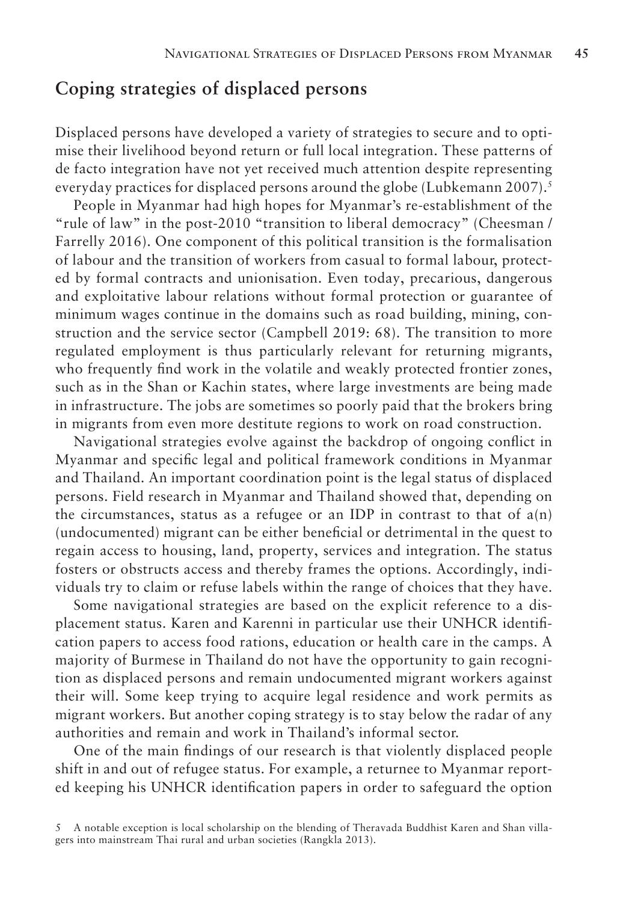## Coping strategies of displaced persons

Displaced persons have developed a variety of strategies to secure and to optimise their livelihood beyond return or full local integration. These patterns of de facto integration have not yet received much attention despite representing everyday practices for displaced persons around the globe (Lubkemann 2007).[5]

People in Myanmar had high hopes for Myanmar's re-establishment of the "rule of law" in the post-2010 "transition to liberal democracy" (Cheesman / Farrelly 2016). One component of this political transition is the formalisation of labour and the transition of workers from casual to formal labour, protected by formal contracts and unionisation. Even today, precarious, dangerous and exploitative labour relations without formal protection or guarantee of minimum wages continue in the domains such as road building, mining, construction and the service sector (Campbell 2019: 68). The transition to more regulated employment is thus particularly relevant for returning migrants, who frequently find work in the volatile and weakly protected frontier zones, such as in the Shan or Kachin states, where large investments are being made in infrastructure. The jobs are sometimes so poorly paid that the brokers bring in migrants from even more destitute regions to work on road construction.

Navigational strategies evolve against the backdrop of ongoing conflict in Myanmar and specific legal and political framework conditions in Myanmar and Thailand. An important coordination point is the legal status of displaced persons. Field research in Myanmar and Thailand showed that, depending on the circumstances, status as a refugee or an IDP in contrast to that of a(n) (undocumented) migrant can be either beneficial or detrimental in the quest to regain access to housing, land, property, services and integration. The status fosters or obstructs access and thereby frames the options. Accordingly, individuals try to claim or refuse labels within the range of choices that they have.

Some navigational strategies are based on the explicit reference to a displacement status. Karen and Karenni in particular use their UNHCR identification papers to access food rations, education or health care in the camps. A majority of Burmese in Thailand do not have the opportunity to gain recognition as displaced persons and remain undocumented migrant workers against their will. Some keep trying to acquire legal residence and work permits as migrant workers. But another coping strategy is to stay below the radar of any authorities and remain and work in Thailand's informal sector.

One of the main findings of our research is that violently displaced people shift in and out of refugee status. For example, a returnee to Myanmar reported keeping his UNHCR identification papers in order to safeguard the option

5 A notable exception is local scholarship on the blending of Theravada Buddhist Karen and Shan villagers into mainstream Thai rural and urban societies (Rangkla 2013).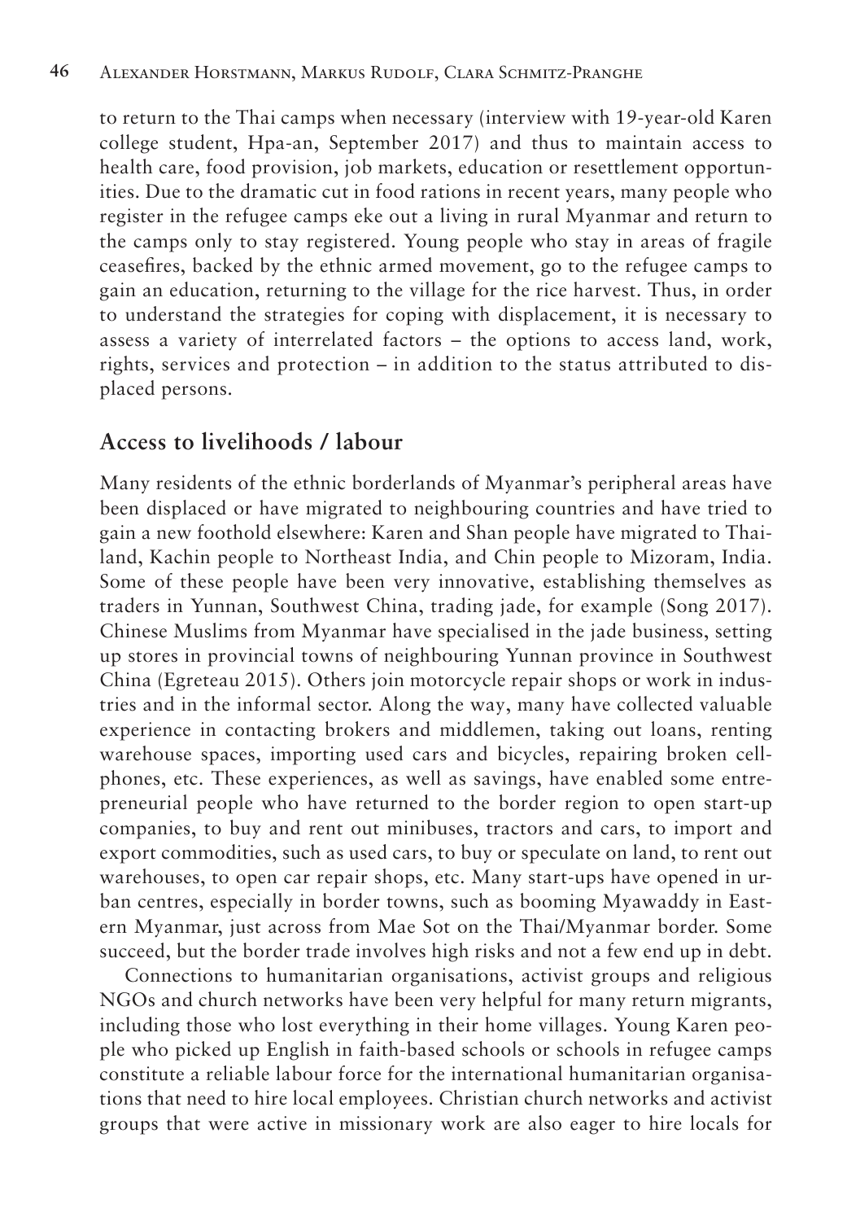to return to the Thai camps when necessary (interview with 19-year-old Karen college student, Hpa-an, September 2017) and thus to maintain access to health care, food provision, job markets, education or resettlement opportunities. Due to the dramatic cut in food rations in recent years, many people who register in the refugee camps eke out a living in rural Myanmar and return to the camps only to stay registered. Young people who stay in areas of fragile ceasefires, backed by the ethnic armed movement, go to the refugee camps to gain an education, returning to the village for the rice harvest. Thus, in order to understand the strategies for coping with displacement, it is necessary to assess a variety of interrelated factors – the options to access land, work, rights, services and protection – in addition to the status attributed to displaced persons.

## Access to livelihoods / labour

Many residents of the ethnic borderlands of Myanmar's peripheral areas have been displaced or have migrated to neighbouring countries and have tried to gain a new foothold elsewhere: Karen and Shan people have migrated to Thailand, Kachin people to Northeast India, and Chin people to Mizoram, India. Some of these people have been very innovative, establishing themselves as traders in Yunnan, Southwest China, trading jade, for example (Song 2017). Chinese Muslims from Myanmar have specialised in the jade business, setting up stores in provincial towns of neighbouring Yunnan province in Southwest China (Egreteau 2015). Others join motorcycle repair shops or work in industries and in the informal sector. Along the way, many have collected valuable experience in contacting brokers and middlemen, taking out loans, renting warehouse spaces, importing used cars and bicycles, repairing broken cellphones, etc. These experiences, as well as savings, have enabled some entrepreneurial people who have returned to the border region to open start-up companies, to buy and rent out minibuses, tractors and cars, to import and export commodities, such as used cars, to buy or speculate on land, to rent out warehouses, to open car repair shops, etc. Many start-ups have opened in urban centres, especially in border towns, such as booming Myawaddy in Eastern Myanmar, just across from Mae Sot on the Thai/Myanmar border. Some succeed, but the border trade involves high risks and not a few end up in debt.

Connections to humanitarian organisations, activist groups and religious NGOs and church networks have been very helpful for many return migrants, including those who lost everything in their home villages. Young Karen people who picked up English in faith-based schools or schools in refugee camps constitute a reliable labour force for the international humanitarian organisations that need to hire local employees. Christian church networks and activist groups that were active in missionary work are also eager to hire locals for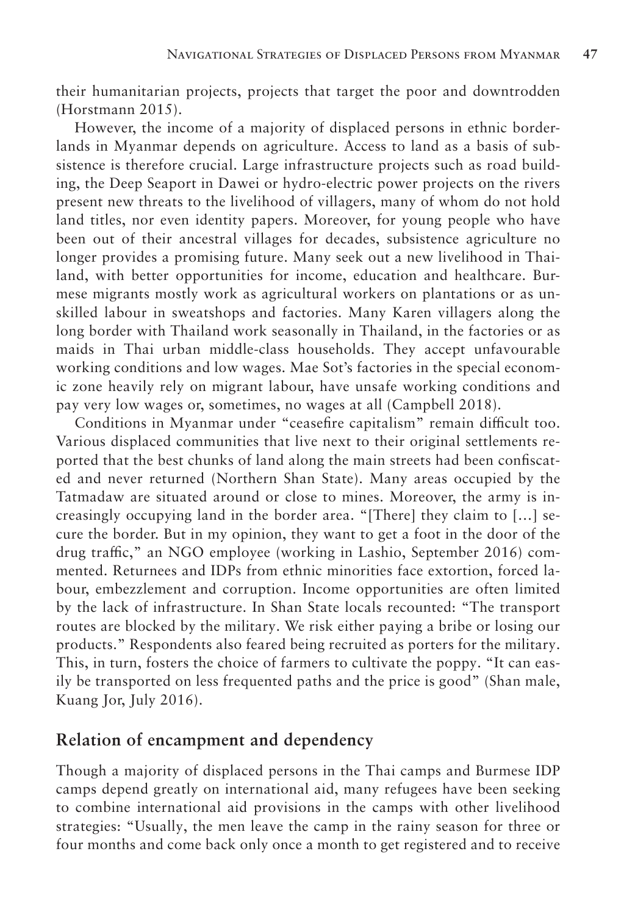their humanitarian projects, projects that target the poor and downtrodden (Horstmann 2015).

However, the income of a majority of displaced persons in ethnic borderlands in Myanmar depends on agriculture. Access to land as a basis of subsistence is therefore crucial. Large infrastructure projects such as road building, the Deep Seaport in Dawei or hydro-electric power projects on the rivers present new threats to the livelihood of villagers, many of whom do not hold land titles, nor even identity papers. Moreover, for young people who have been out of their ancestral villages for decades, subsistence agriculture no longer provides a promising future. Many seek out a new livelihood in Thailand, with better opportunities for income, education and healthcare. Burmese migrants mostly work as agricultural workers on plantations or as unskilled labour in sweatshops and factories. Many Karen villagers along the long border with Thailand work seasonally in Thailand, in the factories or as maids in Thai urban middle-class households. They accept unfavourable working conditions and low wages. Mae Sot's factories in the special economic zone heavily rely on migrant labour, have unsafe working conditions and pay very low wages or, sometimes, no wages at all (Campbell 2018).

Conditions in Myanmar under "ceasefire capitalism" remain difficult too. Various displaced communities that live next to their original settlements reported that the best chunks of land along the main streets had been confiscated and never returned (Northern Shan State). Many areas occupied by the Tatmadaw are situated around or close to mines. Moreover, the army is increasingly occupying land in the border area. "[There] they claim to [...] secure the border. But in my opinion, they want to get a foot in the door of the drug traffic," an NGO employee (working in Lashio, September 2016) commented. Returnees and IDPs from ethnic minorities face extortion, forced labour, embezzlement and corruption. Income opportunities are often limited by the lack of infrastructure. In Shan State locals recounted: "The transport routes are blocked by the military. We risk either paying a bribe or losing our products." Respondents also feared being recruited as porters for the military. This, in turn, fosters the choice of farmers to cultivate the poppy. "It can easily be transported on less frequented paths and the price is good" (Shan male, Kuang Jor, July 2016).

## Relation of encampment and dependency

Though a majority of displaced persons in the Thai camps and Burmese IDP camps depend greatly on international aid, many refugees have been seeking to combine international aid provisions in the camps with other livelihood strategies: "Usually, the men leave the camp in the rainy season for three or four months and come back only once a month to get registered and to receive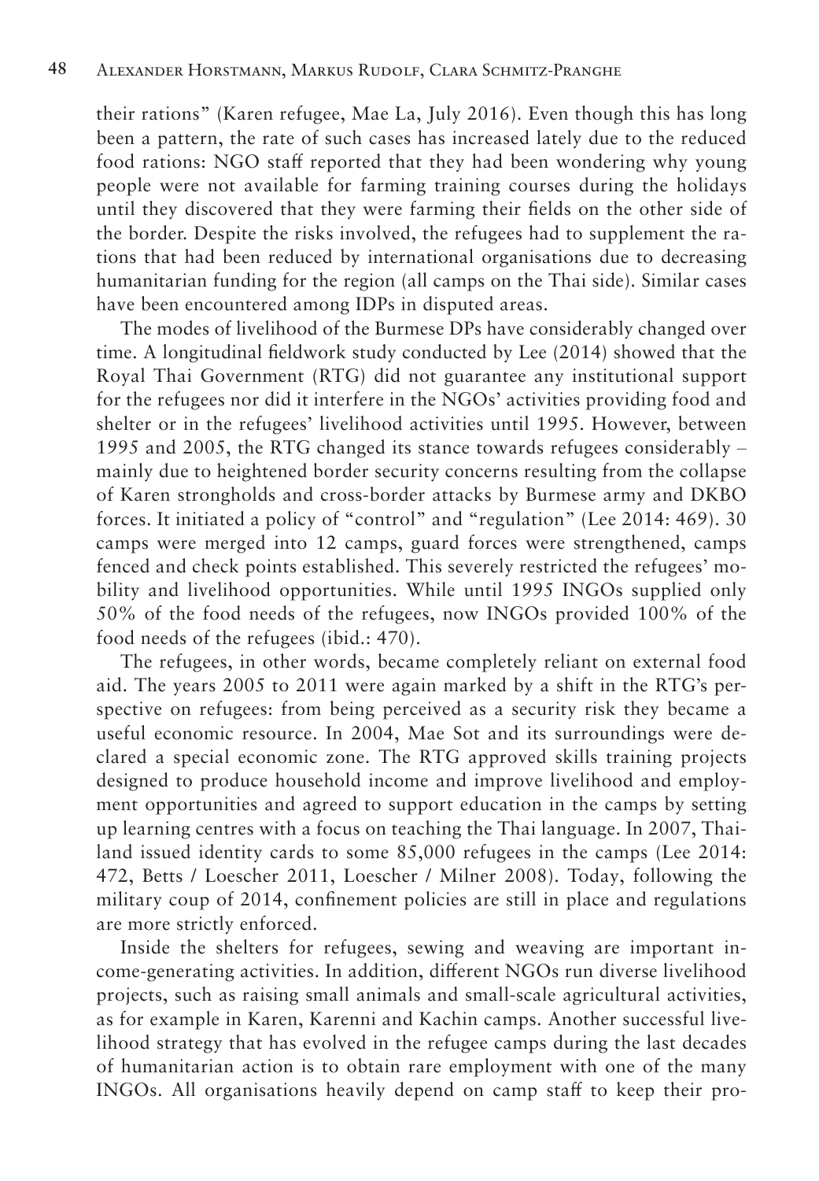their rations" (Karen refugee, Mae La, July 2016). Even though this has long been a pattern, the rate of such cases has increased lately due to the reduced food rations: NGO staff reported that they had been wondering why young people were not available for farming training courses during the holidays until they discovered that they were farming their fields on the other side of the border. Despite the risks involved, the refugees had to supplement the rations that had been reduced by international organisations due to decreasing humanitarian funding for the region (all camps on the Thai side). Similar cases have been encountered among IDPs in disputed areas.

The modes of livelihood of the Burmese DPs have considerably changed over time. A longitudinal fieldwork study conducted by Lee (2014) showed that the Royal Thai Government (RTG) did not guarantee any institutional support for the refugees nor did it interfere in the NGOs' activities providing food and shelter or in the refugees' livelihood activities until 1995. However, between 1995 and 2005, the RTG changed its stance towards refugees considerably – mainly due to heightened border security concerns resulting from the collapse of Karen strongholds and cross-border attacks by Burmese army and DKBO forces. It initiated a policy of "control" and "regulation" (Lee 2014: 469). 30 camps were merged into 12 camps, guard forces were strengthened, camps fenced and check points established. This severely restricted the refugees' mobility and livelihood opportunities. While until 1995 INGOs supplied only 50% of the food needs of the refugees, now INGOs provided 100% of the food needs of the refugees (ibid.: 470).

The refugees, in other words, became completely reliant on external food aid. The years 2005 to 2011 were again marked by a shift in the RTG's perspective on refugees: from being perceived as a security risk they became a useful economic resource. In 2004, Mae Sot and its surroundings were declared a special economic zone. The RTG approved skills training projects designed to produce household income and improve livelihood and employment opportunities and agreed to support education in the camps by setting up learning centres with a focus on teaching the Thai language. In 2007, Thailand issued identity cards to some 85,000 refugees in the camps (Lee 2014: 472, Betts / Loescher 2011, Loescher / Milner 2008). Today, following the military coup of 2014, confinement policies are still in place and regulations are more strictly enforced.

Inside the shelters for refugees, sewing and weaving are important income-generating activities. In addition, different NGOs run diverse livelihood projects, such as raising small animals and small-scale agricultural activities, as for example in Karen, Karenni and Kachin camps. Another successful livelihood strategy that has evolved in the refugee camps during the last decades of humanitarian action is to obtain rare employment with one of the many INGOs. All organisations heavily depend on camp staff to keep their pro-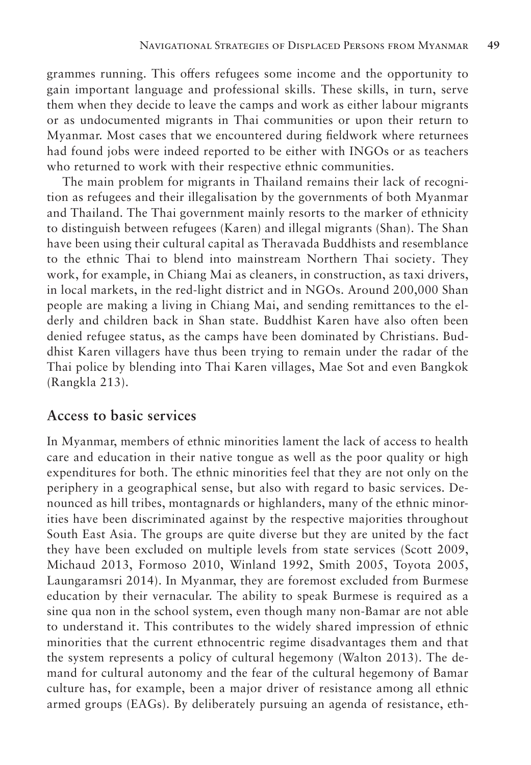grammes running. This offers refugees some income and the opportunity to gain important language and professional skills. These skills, in turn, serve them when they decide to leave the camps and work as either labour migrants or as undocumented migrants in Thai communities or upon their return to Myanmar. Most cases that we encountered during fieldwork where returnees had found jobs were indeed reported to be either with INGOs or as teachers who returned to work with their respective ethnic communities.

The main problem for migrants in Thailand remains their lack of recognition as refugees and their illegalisation by the governments of both Myanmar and Thailand. The Thai government mainly resorts to the marker of ethnicity to distinguish between refugees (Karen) and illegal migrants (Shan). The Shan have been using their cultural capital as Theravada Buddhists and resemblance to the ethnic Thai to blend into mainstream Northern Thai society. They work, for example, in Chiang Mai as cleaners, in construction, as taxi drivers, in local markets, in the red-light district and in NGOs. Around 200,000 Shan people are making a living in Chiang Mai, and sending remittances to the elderly and children back in Shan state. Buddhist Karen have also often been denied refugee status, as the camps have been dominated by Christians. Buddhist Karen villagers have thus been trying to remain under the radar of the Thai police by blending into Thai Karen villages, Mae Sot and even Bangkok (Rangkla 213).

## Access to basic services

In Myanmar, members of ethnic minorities lament the lack of access to health care and education in their native tongue as well as the poor quality or high expenditures for both. The ethnic minorities feel that they are not only on the periphery in a geographical sense, but also with regard to basic services. Denounced as hill tribes, montagnards or highlanders, many of the ethnic minorities have been discriminated against by the respective majorities throughout South East Asia. The groups are quite diverse but they are united by the fact they have been excluded on multiple levels from state services (Scott 2009, Michaud 2013, Formoso 2010, Winland 1992, Smith 2005, Toyota 2005, Laungaramsri 2014). In Myanmar, they are foremost excluded from Burmese education by their vernacular. The ability to speak Burmese is required as a sine qua non in the school system, even though many non-Bamar are not able to understand it. This contributes to the widely shared impression of ethnic minorities that the current ethnocentric regime disadvantages them and that the system represents a policy of cultural hegemony (Walton 2013). The demand for cultural autonomy and the fear of the cultural hegemony of Bamar culture has, for example, been a major driver of resistance among all ethnic armed groups (EAGs). By deliberately pursuing an agenda of resistance, eth-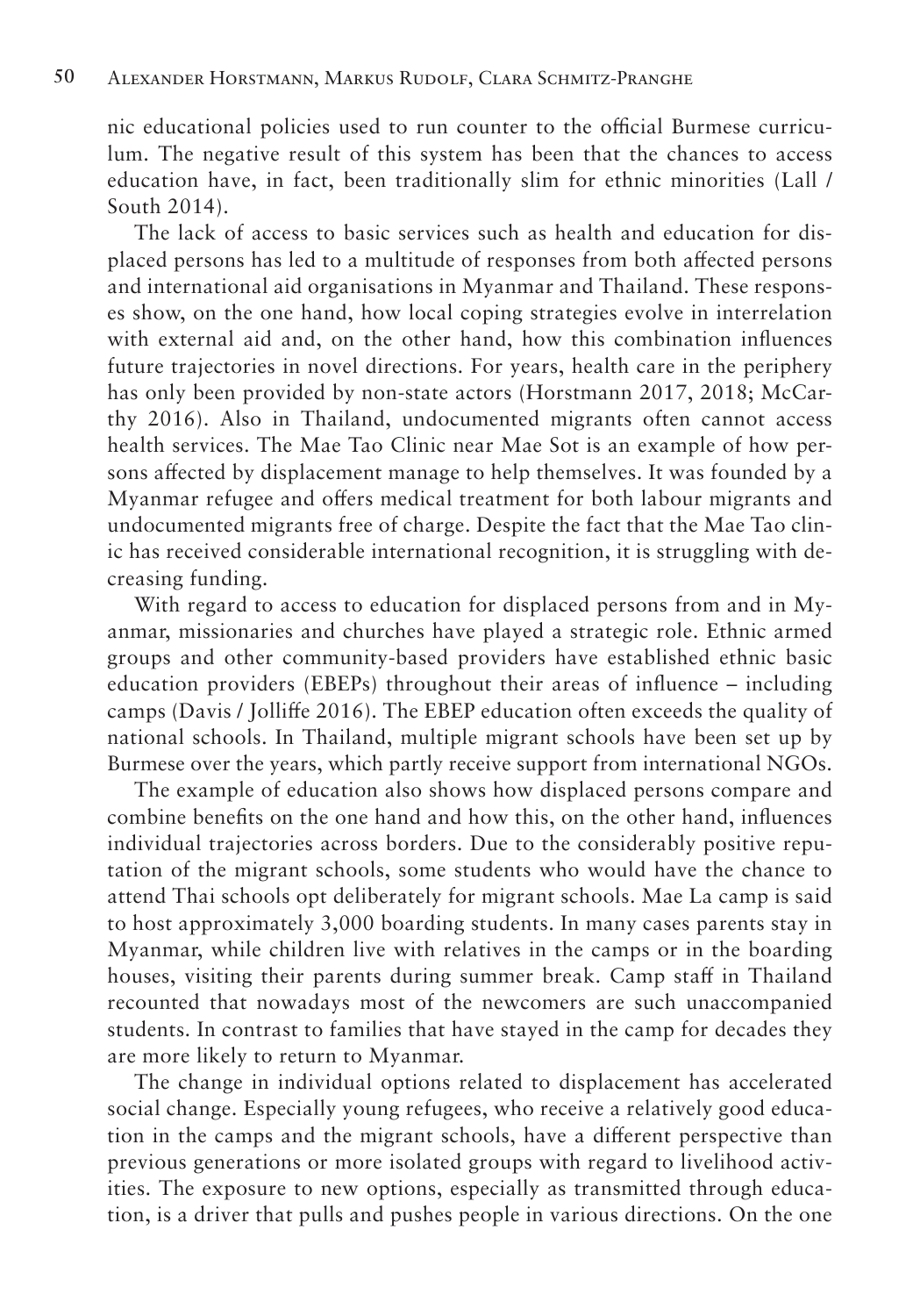nic educational policies used to run counter to the official Burmese curriculum. The negative result of this system has been that the chances to access education have, in fact, been traditionally slim for ethnic minorities (Lall / South 2014).

The lack of access to basic services such as health and education for displaced persons has led to a multitude of responses from both affected persons and international aid organisations in Myanmar and Thailand. These responses show, on the one hand, how local coping strategies evolve in interrelation with external aid and, on the other hand, how this combination influences future trajectories in novel directions. For years, health care in the periphery has only been provided by non-state actors (Horstmann 2017, 2018; McCarthy 2016). Also in Thailand, undocumented migrants often cannot access health services. The Mae Tao Clinic near Mae Sot is an example of how persons affected by displacement manage to help themselves. It was founded by a Myanmar refugee and offers medical treatment for both labour migrants and undocumented migrants free of charge. Despite the fact that the Mae Tao clinic has received considerable international recognition, it is struggling with decreasing funding.

With regard to access to education for displaced persons from and in Myanmar, missionaries and churches have played a strategic role. Ethnic armed groups and other community-based providers have established ethnic basic education providers (EBEPs) throughout their areas of influence – including camps (Davis / Jolliffe 2016). The EBEP education often exceeds the quality of national schools. In Thailand, multiple migrant schools have been set up by Burmese over the years, which partly receive support from international NGOs.

The example of education also shows how displaced persons compare and combine benefits on the one hand and how this, on the other hand, influences individual trajectories across borders. Due to the considerably positive reputation of the migrant schools, some students who would have the chance to attend Thai schools opt deliberately for migrant schools. Mae La camp is said to host approximately 3,000 boarding students. In many cases parents stay in Myanmar, while children live with relatives in the camps or in the boarding houses, visiting their parents during summer break. Camp staff in Thailand recounted that nowadays most of the newcomers are such unaccompanied students. In contrast to families that have stayed in the camp for decades they are more likely to return to Myanmar.

The change in individual options related to displacement has accelerated social change. Especially young refugees, who receive a relatively good education in the camps and the migrant schools, have a different perspective than previous generations or more isolated groups with regard to livelihood activities. The exposure to new options, especially as transmitted through education, is a driver that pulls and pushes people in various directions. On the one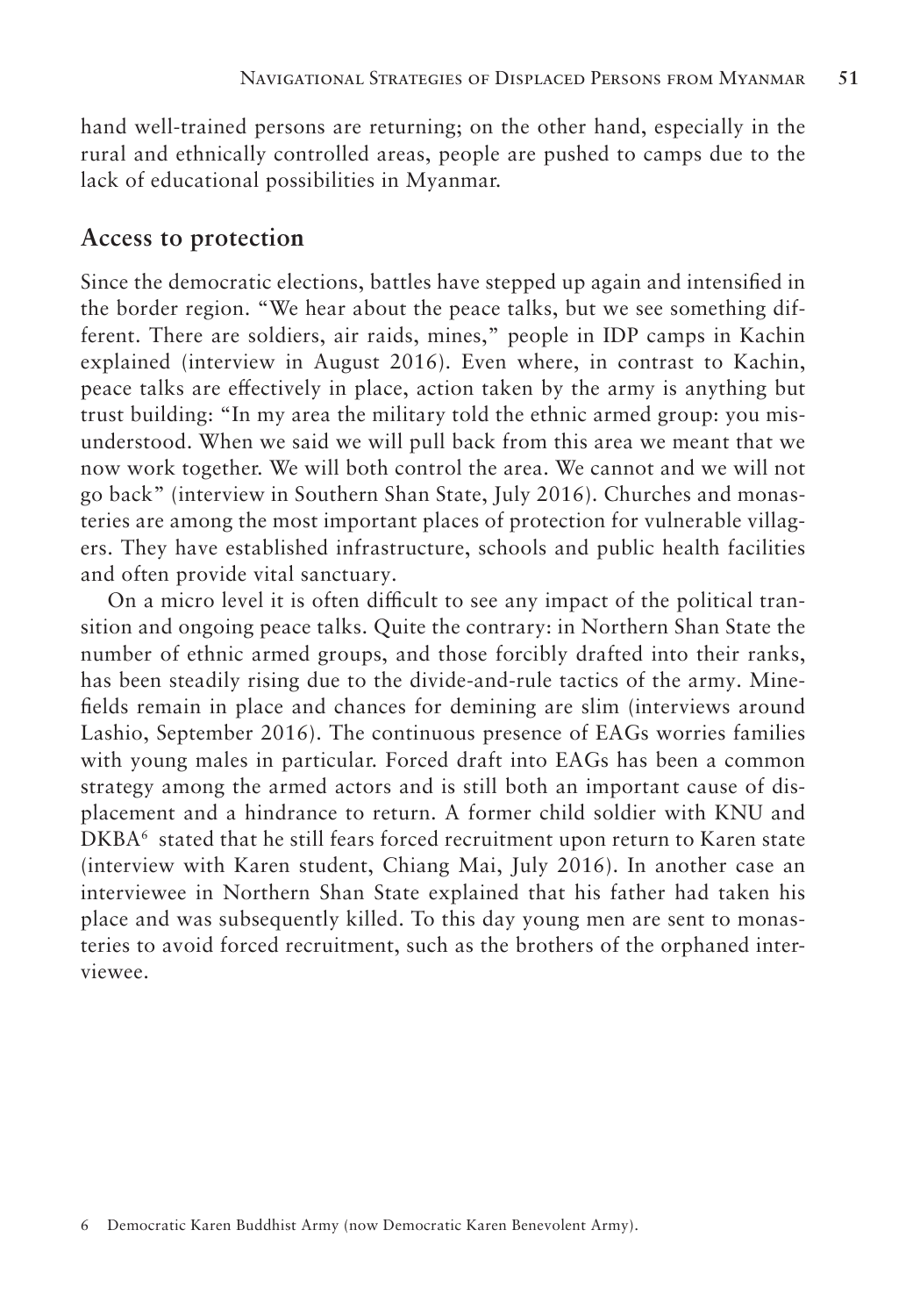hand well-trained persons are returning; on the other hand, especially in the rural and ethnically controlled areas, people are pushed to camps due to the lack of educational possibilities in Myanmar.

## Access to protection

Since the democratic elections, battles have stepped up again and intensified in the border region. "We hear about the peace talks, but we see something different. There are soldiers, air raids, mines," people in IDP camps in Kachin explained (interview in August 2016). Even where, in contrast to Kachin, peace talks are effectively in place, action taken by the army is anything but trust building: "In my area the military told the ethnic armed group: you misunderstood. When we said we will pull back from this area we meant that we now work together. We will both control the area. We cannot and we will not go back" (interview in Southern Shan State, July 2016). Churches and monasteries are among the most important places of protection for vulnerable villagers. They have established infrastructure, schools and public health facilities and often provide vital sanctuary.

On a micro level it is often difficult to see any impact of the political transition and ongoing peace talks. Quite the contrary: in Northern Shan State the number of ethnic armed groups, and those forcibly drafted into their ranks, has been steadily rising due to the divide-and-rule tactics of the army. Minefields remain in place and chances for demining are slim (interviews around Lashio, September 2016). The continuous presence of EAGs worries families with young males in particular. Forced draft into EAGs has been a common strategy among the armed actors and is still both an important cause of displacement and a hindrance to return. A former child soldier with KNU and DKBA[6] stated that he still fears forced recruitment upon return to Karen state (interview with Karen student, Chiang Mai, July 2016). In another case an interviewee in Northern Shan State explained that his father had taken his place and was subsequently killed. To this day young men are sent to monasteries to avoid forced recruitment, such as the brothers of the orphaned interviewee.

6 Democratic Karen Buddhist Army (now Democratic Karen Benevolent Army).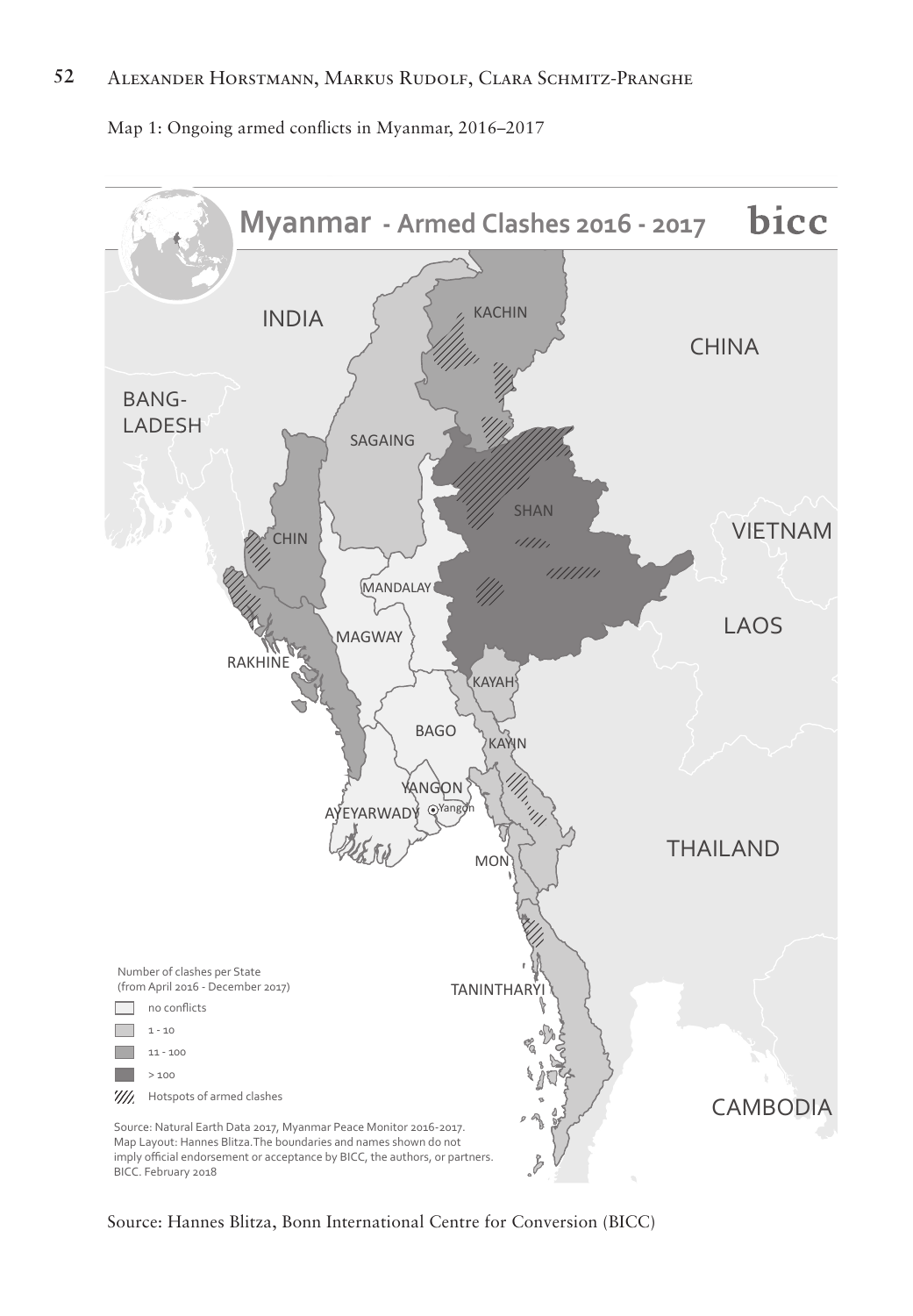Map 1: Ongoing armed conflicts in Myanmar, 2016–2017

**Myanmar - Armed Clashes 2016 - 2017** bicc

INDIA

CHINA

BANG-LADESH

KACHIN

SAGAING

SHAN

VIETNAM

CHIN

MANDALAY

LAOS

MAGWAY

RAKHINE

KAYAH

BAGO

KAYIN

YANGON

AYEYARWADY

Yangon

THAILAND

MON

TANINTHARYI

CAMBODIA

Number of clashes per State
(from April 2016 - December 2017)

- no conflicts
- 1 - 10
- 11 - 100
- > 100
- Hotspots of armed clashes

Source: Natural Earth Data 2017, Myanmar Peace Monitor 2016-2017.
Map Layout: Hannes Blitza. The boundaries and names shown do not imply official endorsement or acceptance by BICC, the authors, or partners.
BICC. February 2018

Source: Hannes Blitza, Bonn International Centre for Conversion (BICC)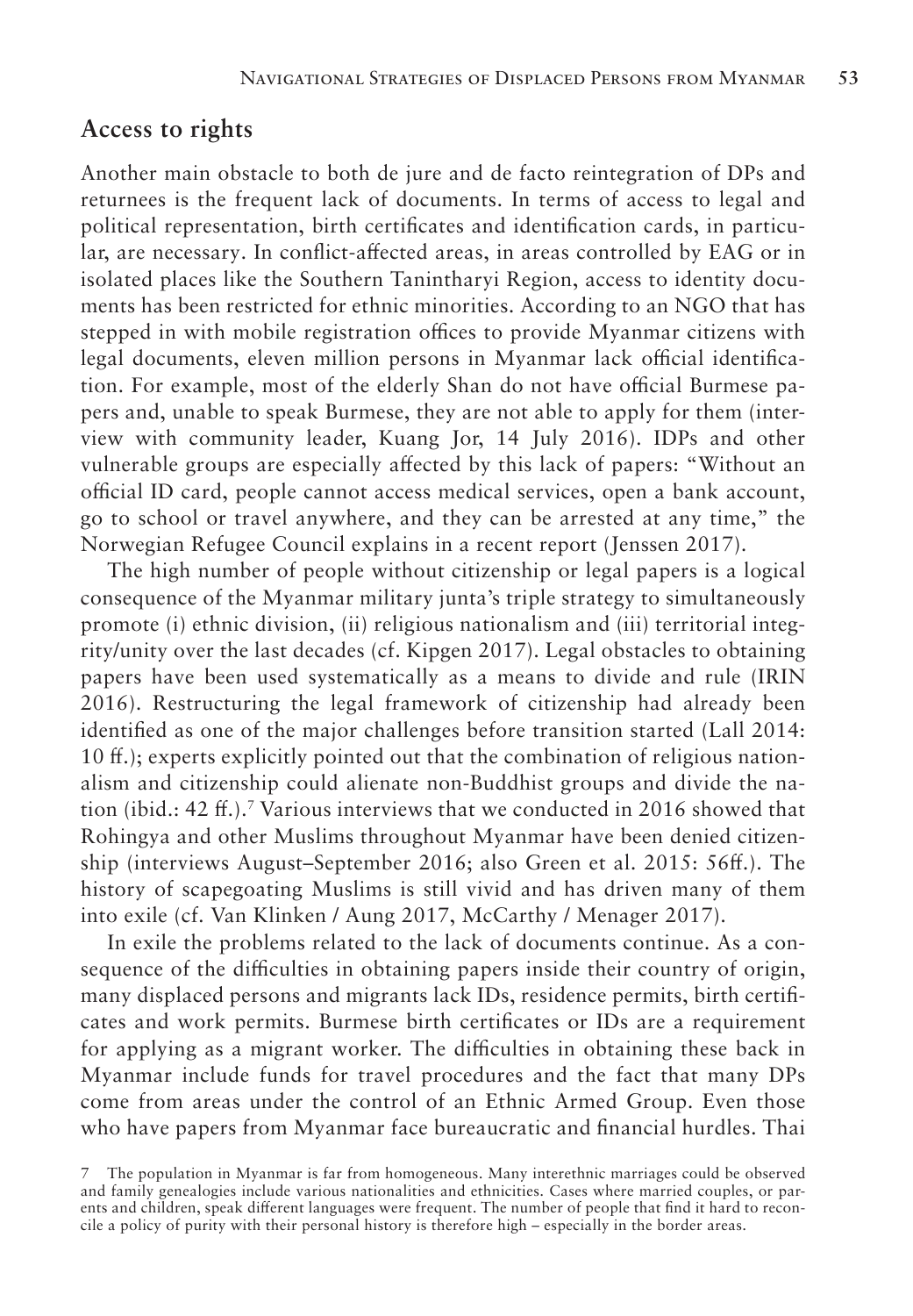## Access to rights

Another main obstacle to both de jure and de facto reintegration of DPs and returnees is the frequent lack of documents. In terms of access to legal and political representation, birth certificates and identification cards, in particular, are necessary. In conflict-affected areas, in areas controlled by EAG or in isolated places like the Southern Tanintharyi Region, access to identity documents has been restricted for ethnic minorities. According to an NGO that has stepped in with mobile registration offices to provide Myanmar citizens with legal documents, eleven million persons in Myanmar lack official identification. For example, most of the elderly Shan do not have official Burmese papers and, unable to speak Burmese, they are not able to apply for them (interview with community leader, Kuang Jor, 14 July 2016). IDPs and other vulnerable groups are especially affected by this lack of papers: "Without an official ID card, people cannot access medical services, open a bank account, go to school or travel anywhere, and they can be arrested at any time," the Norwegian Refugee Council explains in a recent report (Jenssen 2017).

The high number of people without citizenship or legal papers is a logical consequence of the Myanmar military junta's triple strategy to simultaneously promote (i) ethnic division, (ii) religious nationalism and (iii) territorial integrity/unity over the last decades (cf. Kipgen 2017). Legal obstacles to obtaining papers have been used systematically as a means to divide and rule (IRIN 2016). Restructuring the legal framework of citizenship had already been identified as one of the major challenges before transition started (Lall 2014: 10 ff.); experts explicitly pointed out that the combination of religious nationalism and citizenship could alienate non-Buddhist groups and divide the nation (ibid.: 42 ff.).[7] Various interviews that we conducted in 2016 showed that Rohingya and other Muslims throughout Myanmar have been denied citizenship (interviews August–September 2016; also Green et al. 2015: 56ff.). The history of scapegoating Muslims is still vivid and has driven many of them into exile (cf. Van Klinken / Aung 2017, McCarthy / Menager 2017).

In exile the problems related to the lack of documents continue. As a consequence of the difficulties in obtaining papers inside their country of origin, many displaced persons and migrants lack IDs, residence permits, birth certificates and work permits. Burmese birth certificates or IDs are a requirement for applying as a migrant worker. The difficulties in obtaining these back in Myanmar include funds for travel procedures and the fact that many DPs come from areas under the control of an Ethnic Armed Group. Even those who have papers from Myanmar face bureaucratic and financial hurdles. Thai

7 The population in Myanmar is far from homogeneous. Many interethnic marriages could be observed and family genealogies include various nationalities and ethnicities. Cases where married couples, or parents and children, speak different languages were frequent. The number of people that find it hard to reconcile a policy of purity with their personal history is therefore high – especially in the border areas.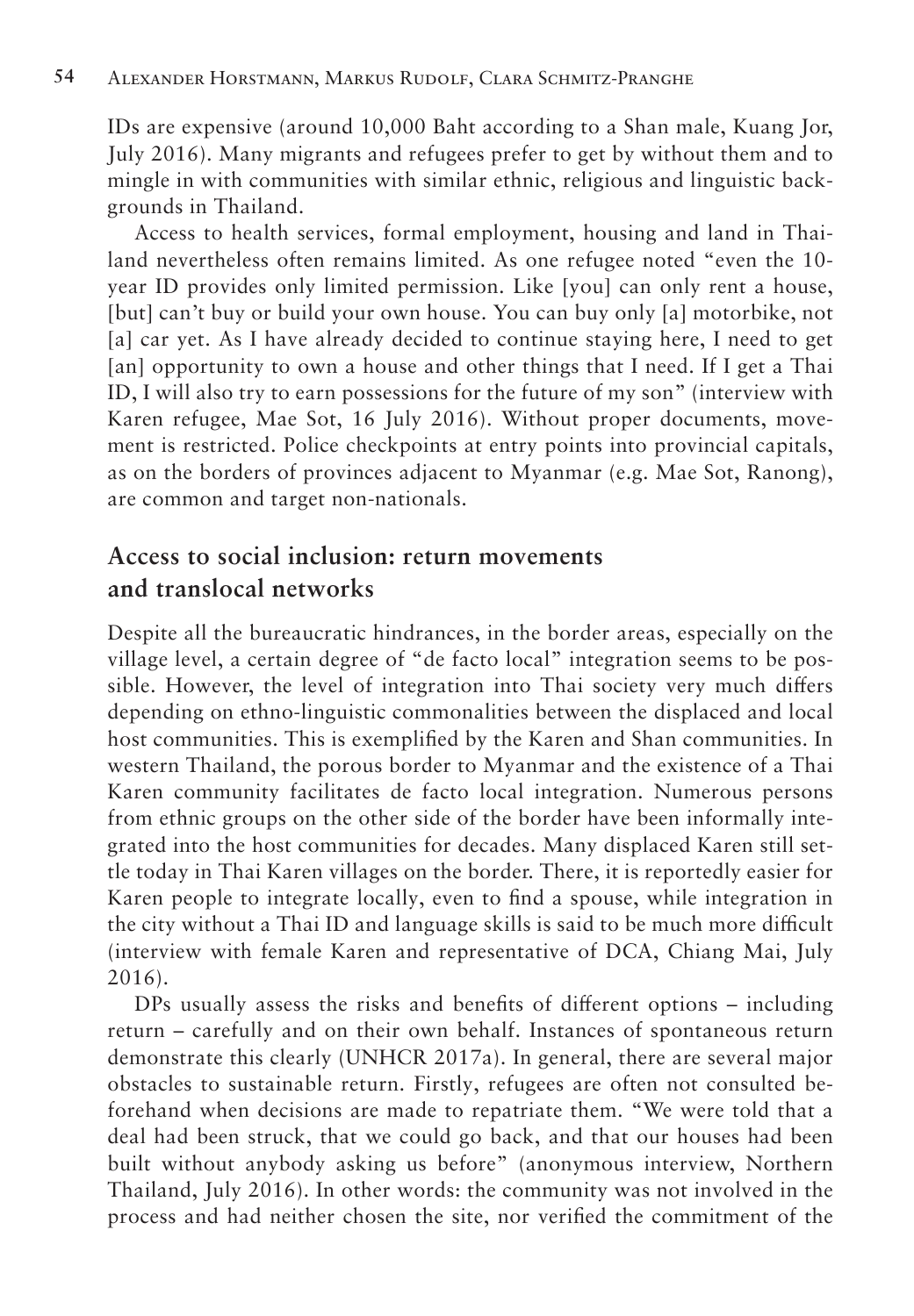IDs are expensive (around 10,000 Baht according to a Shan male, Kuang Jor, July 2016). Many migrants and refugees prefer to get by without them and to mingle in with communities with similar ethnic, religious and linguistic backgrounds in Thailand.

Access to health services, formal employment, housing and land in Thailand nevertheless often remains limited. As one refugee noted "even the 10-year ID provides only limited permission. Like [you] can only rent a house, [but] can't buy or build your own house. You can buy only [a] motorbike, not [a] car yet. As I have already decided to continue staying here, I need to get [an] opportunity to own a house and other things that I need. If I get a Thai ID, I will also try to earn possessions for the future of my son" (interview with Karen refugee, Mae Sot, 16 July 2016). Without proper documents, movement is restricted. Police checkpoints at entry points into provincial capitals, as on the borders of provinces adjacent to Myanmar (e.g. Mae Sot, Ranong), are common and target non-nationals.

## Access to social inclusion: return movements and translocal networks

Despite all the bureaucratic hindrances, in the border areas, especially on the village level, a certain degree of "de facto local" integration seems to be possible. However, the level of integration into Thai society very much differs depending on ethno-linguistic commonalities between the displaced and local host communities. This is exemplified by the Karen and Shan communities. In western Thailand, the porous border to Myanmar and the existence of a Thai Karen community facilitates de facto local integration. Numerous persons from ethnic groups on the other side of the border have been informally integrated into the host communities for decades. Many displaced Karen still settle today in Thai Karen villages on the border. There, it is reportedly easier for Karen people to integrate locally, even to find a spouse, while integration in the city without a Thai ID and language skills is said to be much more difficult (interview with female Karen and representative of DCA, Chiang Mai, July 2016).

DPs usually assess the risks and benefits of different options – including return – carefully and on their own behalf. Instances of spontaneous return demonstrate this clearly (UNHCR 2017a). In general, there are several major obstacles to sustainable return. Firstly, refugees are often not consulted beforehand when decisions are made to repatriate them. "We were told that a deal had been struck, that we could go back, and that our houses had been built without anybody asking us before" (anonymous interview, Northern Thailand, July 2016). In other words: the community was not involved in the process and had neither chosen the site, nor verified the commitment of the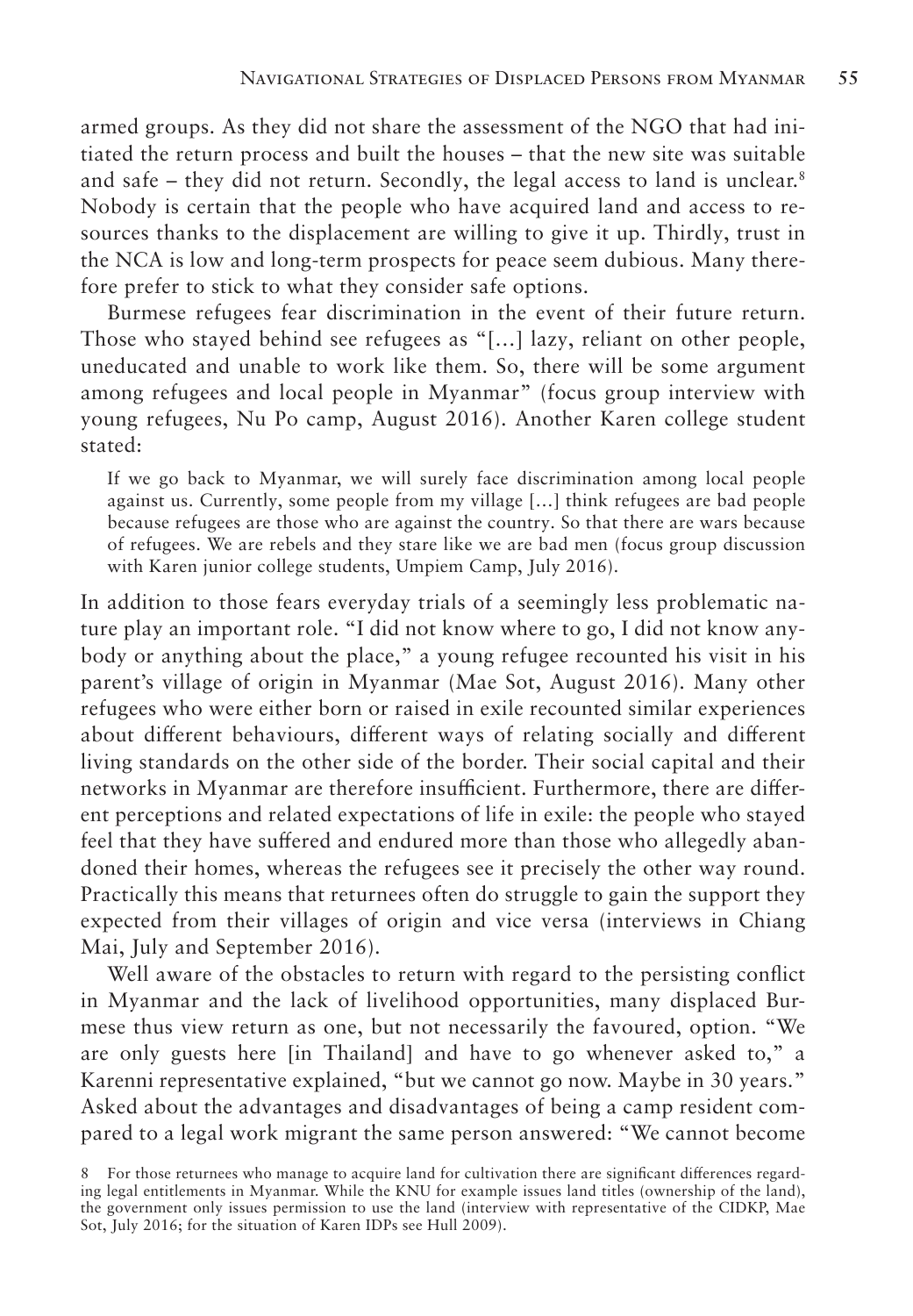armed groups. As they did not share the assessment of the NGO that had initiated the return process and built the houses – that the new site was suitable and safe – they did not return. Secondly, the legal access to land is unclear.[8] Nobody is certain that the people who have acquired land and access to resources thanks to the displacement are willing to give it up. Thirdly, trust in the NCA is low and long-term prospects for peace seem dubious. Many therefore prefer to stick to what they consider safe options.

Burmese refugees fear discrimination in the event of their future return. Those who stayed behind see refugees as "[…] lazy, reliant on other people, uneducated and unable to work like them. So, there will be some argument among refugees and local people in Myanmar" (focus group interview with young refugees, Nu Po camp, August 2016). Another Karen college student stated:

> If we go back to Myanmar, we will surely face discrimination among local people against us. Currently, some people from my village […] think refugees are bad people because refugees are those who are against the country. So that there are wars because of refugees. We are rebels and they stare like we are bad men (focus group discussion with Karen junior college students, Umpiem Camp, July 2016).

In addition to those fears everyday trials of a seemingly less problematic nature play an important role. "I did not know where to go, I did not know anybody or anything about the place," a young refugee recounted his visit in his parent's village of origin in Myanmar (Mae Sot, August 2016). Many other refugees who were either born or raised in exile recounted similar experiences about different behaviours, different ways of relating socially and different living standards on the other side of the border. Their social capital and their networks in Myanmar are therefore insufficient. Furthermore, there are different perceptions and related expectations of life in exile: the people who stayed feel that they have suffered and endured more than those who allegedly abandoned their homes, whereas the refugees see it precisely the other way round. Practically this means that returnees often do struggle to gain the support they expected from their villages of origin and vice versa (interviews in Chiang Mai, July and September 2016).

Well aware of the obstacles to return with regard to the persisting conflict in Myanmar and the lack of livelihood opportunities, many displaced Burmese thus view return as one, but not necessarily the favoured, option. "We are only guests here [in Thailand] and have to go whenever asked to," a Karenni representative explained, "but we cannot go now. Maybe in 30 years." Asked about the advantages and disadvantages of being a camp resident compared to a legal work migrant the same person answered: "We cannot become

[8] For those returnees who manage to acquire land for cultivation there are significant differences regarding legal entitlements in Myanmar. While the KNU for example issues land titles (ownership of the land), the government only issues permission to use the land (interview with representative of the CIDKP, Mae Sot, July 2016; for the situation of Karen IDPs see Hull 2009).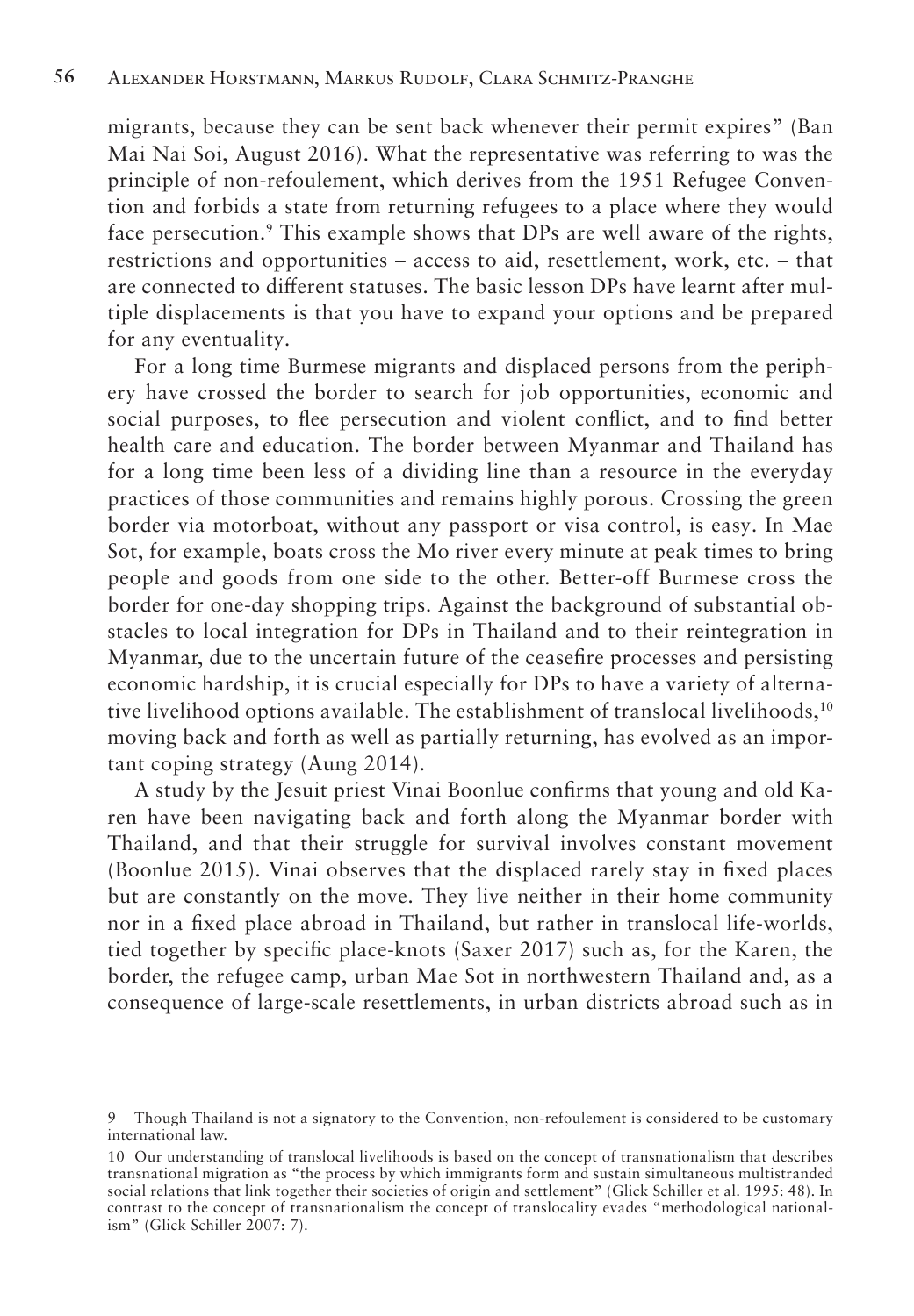migrants, because they can be sent back whenever their permit expires" (Ban Mai Nai Soi, August 2016). What the representative was referring to was the principle of non-refoulement, which derives from the 1951 Refugee Convention and forbids a state from returning refugees to a place where they would face persecution.[9] This example shows that DPs are well aware of the rights, restrictions and opportunities – access to aid, resettlement, work, etc. – that are connected to different statuses. The basic lesson DPs have learnt after multiple displacements is that you have to expand your options and be prepared for any eventuality.

For a long time Burmese migrants and displaced persons from the periphery have crossed the border to search for job opportunities, economic and social purposes, to flee persecution and violent conflict, and to find better health care and education. The border between Myanmar and Thailand has for a long time been less of a dividing line than a resource in the everyday practices of those communities and remains highly porous. Crossing the green border via motorboat, without any passport or visa control, is easy. In Mae Sot, for example, boats cross the Mo river every minute at peak times to bring people and goods from one side to the other. Better-off Burmese cross the border for one-day shopping trips. Against the background of substantial obstacles to local integration for DPs in Thailand and to their reintegration in Myanmar, due to the uncertain future of the ceasefire processes and persisting economic hardship, it is crucial especially for DPs to have a variety of alternative livelihood options available. The establishment of translocal livelihoods,[10] moving back and forth as well as partially returning, has evolved as an important coping strategy (Aung 2014).

A study by the Jesuit priest Vinai Boonlue confirms that young and old Karen have been navigating back and forth along the Myanmar border with Thailand, and that their struggle for survival involves constant movement (Boonlue 2015). Vinai observes that the displaced rarely stay in fixed places but are constantly on the move. They live neither in their home community nor in a fixed place abroad in Thailand, but rather in translocal life-worlds, tied together by specific place-knots (Saxer 2017) such as, for the Karen, the border, the refugee camp, urban Mae Sot in northwestern Thailand and, as a consequence of large-scale resettlements, in urban districts abroad such as in

9 Though Thailand is not a signatory to the Convention, non-refoulement is considered to be customary international law.

10 Our understanding of translocal livelihoods is based on the concept of transnationalism that describes transnational migration as "the process by which immigrants form and sustain simultaneous multistranded social relations that link together their societies of origin and settlement" (Glick Schiller et al. 1995: 48). In contrast to the concept of transnationalism the concept of translocality evades "methodological nationalism" (Glick Schiller 2007: 7).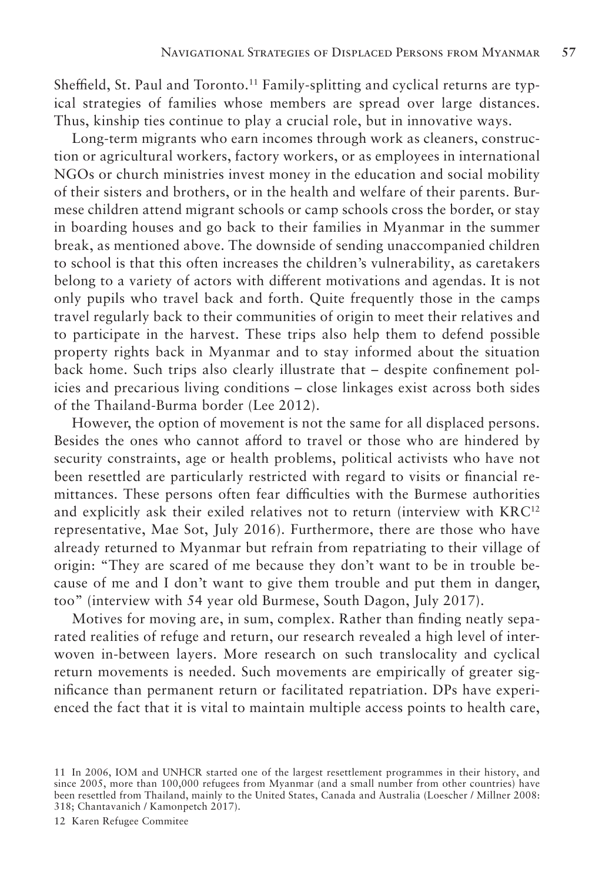Sheffield, St. Paul and Toronto.[11] Family-splitting and cyclical returns are typical strategies of families whose members are spread over large distances. Thus, kinship ties continue to play a crucial role, but in innovative ways.

Long-term migrants who earn incomes through work as cleaners, construction or agricultural workers, factory workers, or as employees in international NGOs or church ministries invest money in the education and social mobility of their sisters and brothers, or in the health and welfare of their parents. Burmese children attend migrant schools or camp schools cross the border, or stay in boarding houses and go back to their families in Myanmar in the summer break, as mentioned above. The downside of sending unaccompanied children to school is that this often increases the children's vulnerability, as caretakers belong to a variety of actors with different motivations and agendas. It is not only pupils who travel back and forth. Quite frequently those in the camps travel regularly back to their communities of origin to meet their relatives and to participate in the harvest. These trips also help them to defend possible property rights back in Myanmar and to stay informed about the situation back home. Such trips also clearly illustrate that – despite confinement policies and precarious living conditions – close linkages exist across both sides of the Thailand-Burma border (Lee 2012).

However, the option of movement is not the same for all displaced persons. Besides the ones who cannot afford to travel or those who are hindered by security constraints, age or health problems, political activists who have not been resettled are particularly restricted with regard to visits or financial remittances. These persons often fear difficulties with the Burmese authorities and explicitly ask their exiled relatives not to return (interview with KRC[12] representative, Mae Sot, July 2016). Furthermore, there are those who have already returned to Myanmar but refrain from repatriating to their village of origin: "They are scared of me because they don't want to be in trouble because of me and I don't want to give them trouble and put them in danger, too" (interview with 54 year old Burmese, South Dagon, July 2017).

Motives for moving are, in sum, complex. Rather than finding neatly separated realities of refuge and return, our research revealed a high level of interwoven in-between layers. More research on such translocality and cyclical return movements is needed. Such movements are empirically of greater significance than permanent return or facilitated repatriation. DPs have experienced the fact that it is vital to maintain multiple access points to health care,

[11] In 2006, IOM and UNHCR started one of the largest resettlement programmes in their history, and since 2005, more than 100,000 refugees from Myanmar (and a small number from other countries) have been resettled from Thailand, mainly to the United States, Canada and Australia (Loescher / Millner 2008: 318; Chantavanich / Kamonpetch 2017).

[12] Karen Refugee Commitee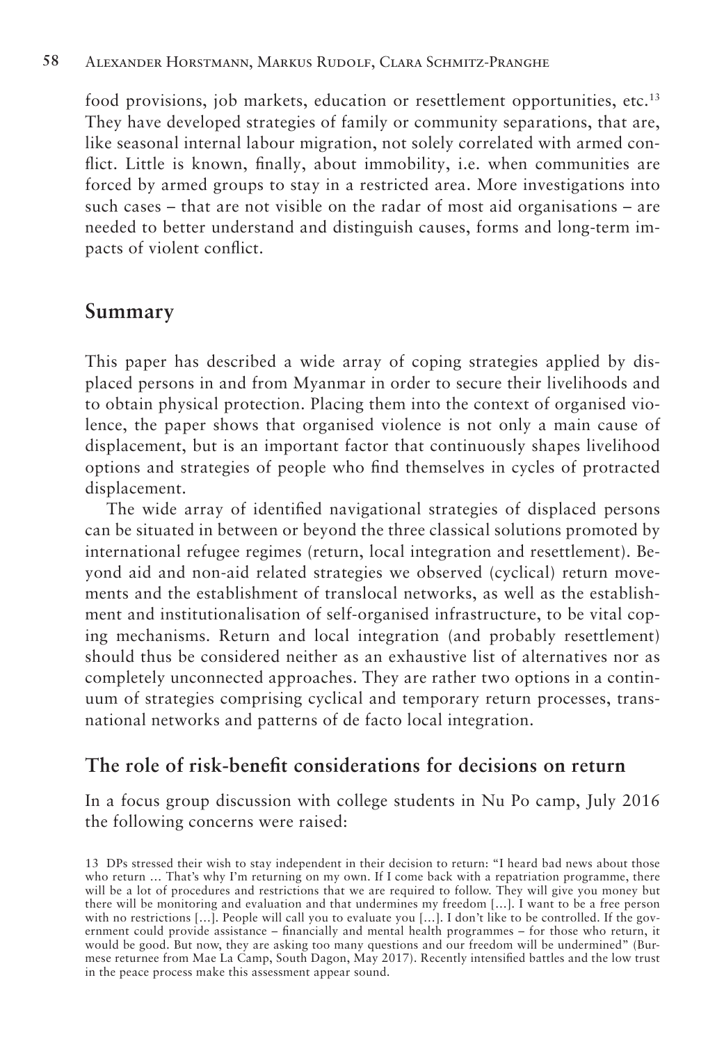food provisions, job markets, education or resettlement opportunities, etc.[13] They have developed strategies of family or community separations, that are, like seasonal internal labour migration, not solely correlated with armed conflict. Little is known, finally, about immobility, i.e. when communities are forced by armed groups to stay in a restricted area. More investigations into such cases – that are not visible on the radar of most aid organisations – are needed to better understand and distinguish causes, forms and long-term impacts of violent conflict.

## Summary

This paper has described a wide array of coping strategies applied by displaced persons in and from Myanmar in order to secure their livelihoods and to obtain physical protection. Placing them into the context of organised violence, the paper shows that organised violence is not only a main cause of displacement, but is an important factor that continuously shapes livelihood options and strategies of people who find themselves in cycles of protracted displacement.

The wide array of identified navigational strategies of displaced persons can be situated in between or beyond the three classical solutions promoted by international refugee regimes (return, local integration and resettlement). Beyond aid and non-aid related strategies we observed (cyclical) return movements and the establishment of translocal networks, as well as the establishment and institutionalisation of self-organised infrastructure, to be vital coping mechanisms. Return and local integration (and probably resettlement) should thus be considered neither as an exhaustive list of alternatives nor as completely unconnected approaches. They are rather two options in a continuum of strategies comprising cyclical and temporary return processes, transnational networks and patterns of de facto local integration.

## The role of risk-benefit considerations for decisions on return

In a focus group discussion with college students in Nu Po camp, July 2016 the following concerns were raised:

13 DPs stressed their wish to stay independent in their decision to return: "I heard bad news about those who return … That's why I'm returning on my own. If I come back with a repatriation programme, there will be a lot of procedures and restrictions that we are required to follow. They will give you money but there will be monitoring and evaluation and that undermines my freedom […]. I want to be a free person with no restrictions […]. People will call you to evaluate you […]. I don't like to be controlled. If the government could provide assistance – financially and mental health programmes – for those who return, it would be good. But now, they are asking too many questions and our freedom will be undermined" (Burmese returnee from Mae La Camp, South Dagon, May 2017). Recently intensified battles and the low trust in the peace process make this assessment appear sound.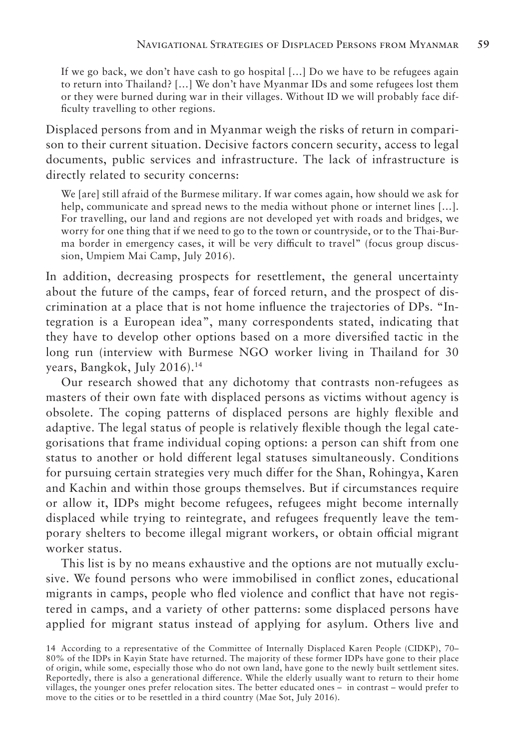> If we go back, we don't have cash to go hospital [...] Do we have to be refugees again to return into Thailand? [...] We don't have Myanmar IDs and some refugees lost them or they were burned during war in their villages. Without ID we will probably face difficulty travelling to other regions.

Displaced persons from and in Myanmar weigh the risks of return in comparison to their current situation. Decisive factors concern security, access to legal documents, public services and infrastructure. The lack of infrastructure is directly related to security concerns:

> We [are] still afraid of the Burmese military. If war comes again, how should we ask for help, communicate and spread news to the media without phone or internet lines [...]. For travelling, our land and regions are not developed yet with roads and bridges, we worry for one thing that if we need to go to the town or countryside, or to the Thai-Burma border in emergency cases, it will be very difficult to travel" (focus group discussion, Umpiem Mai Camp, July 2016).

In addition, decreasing prospects for resettlement, the general uncertainty about the future of the camps, fear of forced return, and the prospect of discrimination at a place that is not home influence the trajectories of DPs. "Integration is a European idea", many correspondents stated, indicating that they have to develop other options based on a more diversified tactic in the long run (interview with Burmese NGO worker living in Thailand for 30 years, Bangkok, July 2016).[14]

Our research showed that any dichotomy that contrasts non-refugees as masters of their own fate with displaced persons as victims without agency is obsolete. The coping patterns of displaced persons are highly flexible and adaptive. The legal status of people is relatively flexible though the legal categorisations that frame individual coping options: a person can shift from one status to another or hold different legal statuses simultaneously. Conditions for pursuing certain strategies very much differ for the Shan, Rohingya, Karen and Kachin and within those groups themselves. But if circumstances require or allow it, IDPs might become refugees, refugees might become internally displaced while trying to reintegrate, and refugees frequently leave the temporary shelters to become illegal migrant workers, or obtain official migrant worker status.

This list is by no means exhaustive and the options are not mutually exclusive. We found persons who were immobilised in conflict zones, educational migrants in camps, people who fled violence and conflict that have not registered in camps, and a variety of other patterns: some displaced persons have applied for migrant status instead of applying for asylum. Others live and

14 According to a representative of the Committee of Internally Displaced Karen People (CIDKP), 70–80% of the IDPs in Kayin State have returned. The majority of these former IDPs have gone to their place of origin, while some, especially those who do not own land, have gone to the newly built settlement sites. Reportedly, there is also a generational difference. While the elderly usually want to return to their home villages, the younger ones prefer relocation sites. The better educated ones – in contrast – would prefer to move to the cities or to be resettled in a third country (Mae Sot, July 2016).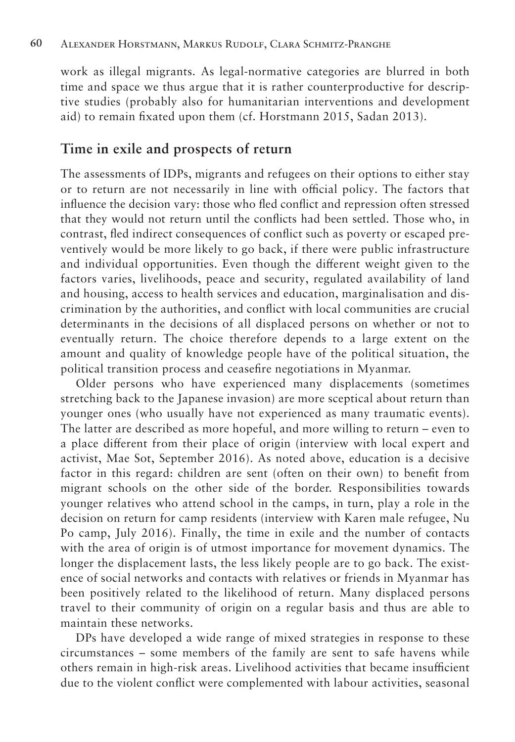work as illegal migrants. As legal-normative categories are blurred in both time and space we thus argue that it is rather counterproductive for descriptive studies (probably also for humanitarian interventions and development aid) to remain fixated upon them (cf. Horstmann 2015, Sadan 2013).

## Time in exile and prospects of return

The assessments of IDPs, migrants and refugees on their options to either stay or to return are not necessarily in line with official policy. The factors that influence the decision vary: those who fled conflict and repression often stressed that they would not return until the conflicts had been settled. Those who, in contrast, fled indirect consequences of conflict such as poverty or escaped preventively would be more likely to go back, if there were public infrastructure and individual opportunities. Even though the different weight given to the factors varies, livelihoods, peace and security, regulated availability of land and housing, access to health services and education, marginalisation and discrimination by the authorities, and conflict with local communities are crucial determinants in the decisions of all displaced persons on whether or not to eventually return. The choice therefore depends to a large extent on the amount and quality of knowledge people have of the political situation, the political transition process and ceasefire negotiations in Myanmar.

Older persons who have experienced many displacements (sometimes stretching back to the Japanese invasion) are more sceptical about return than younger ones (who usually have not experienced as many traumatic events). The latter are described as more hopeful, and more willing to return – even to a place different from their place of origin (interview with local expert and activist, Mae Sot, September 2016). As noted above, education is a decisive factor in this regard: children are sent (often on their own) to benefit from migrant schools on the other side of the border. Responsibilities towards younger relatives who attend school in the camps, in turn, play a role in the decision on return for camp residents (interview with Karen male refugee, Nu Po camp, July 2016). Finally, the time in exile and the number of contacts with the area of origin is of utmost importance for movement dynamics. The longer the displacement lasts, the less likely people are to go back. The existence of social networks and contacts with relatives or friends in Myanmar has been positively related to the likelihood of return. Many displaced persons travel to their community of origin on a regular basis and thus are able to maintain these networks.

DPs have developed a wide range of mixed strategies in response to these circumstances – some members of the family are sent to safe havens while others remain in high-risk areas. Livelihood activities that became insufficient due to the violent conflict were complemented with labour activities, seasonal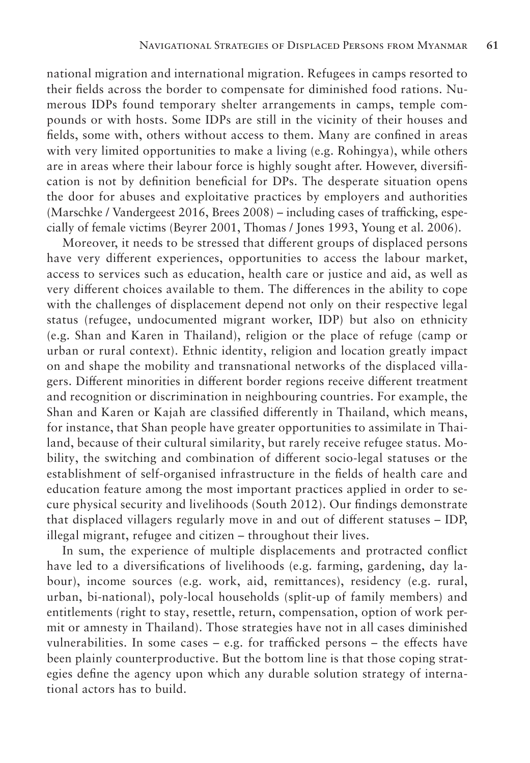national migration and international migration. Refugees in camps resorted to their fields across the border to compensate for diminished food rations. Numerous IDPs found temporary shelter arrangements in camps, temple compounds or with hosts. Some IDPs are still in the vicinity of their houses and fields, some with, others without access to them. Many are confined in areas with very limited opportunities to make a living (e.g. Rohingya), while others are in areas where their labour force is highly sought after. However, diversification is not by definition beneficial for DPs. The desperate situation opens the door for abuses and exploitative practices by employers and authorities (Marschke / Vandergeest 2016, Brees 2008) – including cases of trafficking, especially of female victims (Beyrer 2001, Thomas / Jones 1993, Young et al. 2006).

Moreover, it needs to be stressed that different groups of displaced persons have very different experiences, opportunities to access the labour market, access to services such as education, health care or justice and aid, as well as very different choices available to them. The differences in the ability to cope with the challenges of displacement depend not only on their respective legal status (refugee, undocumented migrant worker, IDP) but also on ethnicity (e.g. Shan and Karen in Thailand), religion or the place of refuge (camp or urban or rural context). Ethnic identity, religion and location greatly impact on and shape the mobility and transnational networks of the displaced villagers. Different minorities in different border regions receive different treatment and recognition or discrimination in neighbouring countries. For example, the Shan and Karen or Kajah are classified differently in Thailand, which means, for instance, that Shan people have greater opportunities to assimilate in Thailand, because of their cultural similarity, but rarely receive refugee status. Mobility, the switching and combination of different socio-legal statuses or the establishment of self-organised infrastructure in the fields of health care and education feature among the most important practices applied in order to secure physical security and livelihoods (South 2012). Our findings demonstrate that displaced villagers regularly move in and out of different statuses – IDP, illegal migrant, refugee and citizen – throughout their lives.

In sum, the experience of multiple displacements and protracted conflict have led to a diversifications of livelihoods (e.g. farming, gardening, day labour), income sources (e.g. work, aid, remittances), residency (e.g. rural, urban, bi-national), poly-local households (split-up of family members) and entitlements (right to stay, resettle, return, compensation, option of work permit or amnesty in Thailand). Those strategies have not in all cases diminished vulnerabilities. In some cases – e.g. for trafficked persons – the effects have been plainly counterproductive. But the bottom line is that those coping strategies define the agency upon which any durable solution strategy of international actors has to build.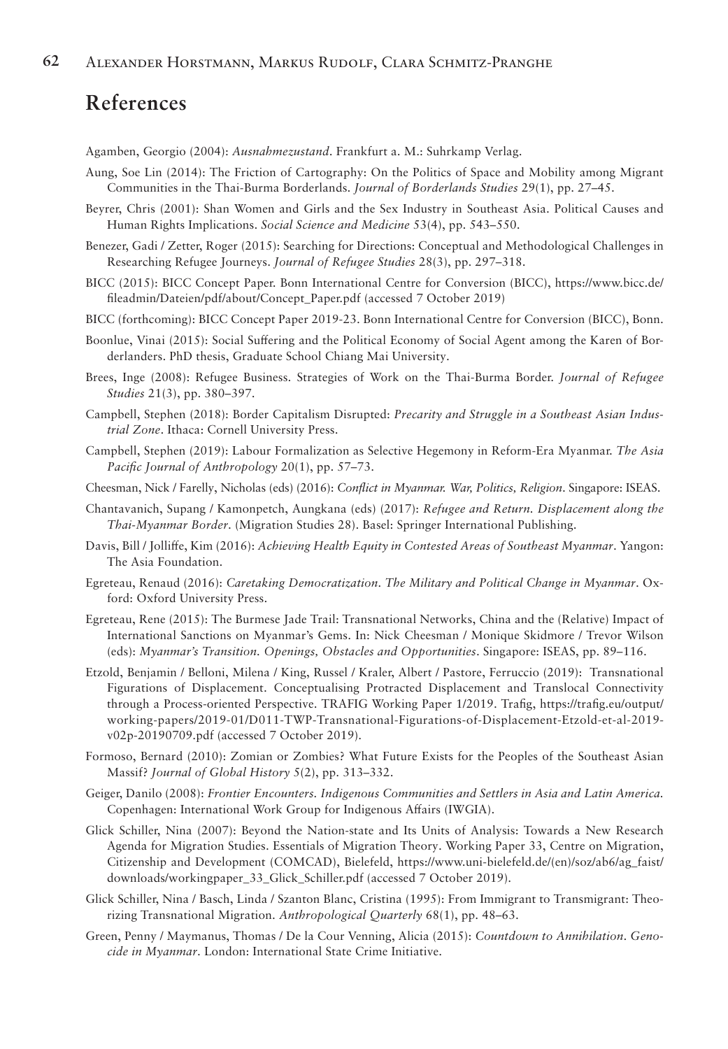## References

Agamben, Georgio (2004): *Ausnahmezustand*. Frankfurt a. M.: Suhrkamp Verlag.

Aung, Soe Lin (2014): The Friction of Cartography: On the Politics of Space and Mobility among Migrant Communities in the Thai-Burma Borderlands. *Journal of Borderlands Studies* 29(1), pp. 27–45.

Beyrer, Chris (2001): Shan Women and Girls and the Sex Industry in Southeast Asia. Political Causes and Human Rights Implications. *Social Science and Medicine* 53(4), pp. 543–550.

Benezer, Gadi / Zetter, Roger (2015): Searching for Directions: Conceptual and Methodological Challenges in Researching Refugee Journeys. *Journal of Refugee Studies* 28(3), pp. 297–318.

BICC (2015): BICC Concept Paper. Bonn International Centre for Conversion (BICC), https://www.bicc.de/fileadmin/Dateien/pdf/about/Concept_Paper.pdf (accessed 7 October 2019)

BICC (forthcoming): BICC Concept Paper 2019-23. Bonn International Centre for Conversion (BICC), Bonn.

Boonlue, Vinai (2015): Social Suffering and the Political Economy of Social Agent among the Karen of Borderlanders. PhD thesis, Graduate School Chiang Mai University.

Brees, Inge (2008): Refugee Business. Strategies of Work on the Thai-Burma Border. *Journal of Refugee Studies* 21(3), pp. 380–397.

Campbell, Stephen (2018): Border Capitalism Disrupted: *Precarity and Struggle in a Southeast Asian Industrial Zone*. Ithaca: Cornell University Press.

Campbell, Stephen (2019): Labour Formalization as Selective Hegemony in Reform-Era Myanmar. *The Asia Pacific Journal of Anthropology* 20(1), pp. 57–73.

Cheesman, Nick / Farelly, Nicholas (eds) (2016): *Conflict in Myanmar. War, Politics, Religion*. Singapore: ISEAS.

Chantavanich, Supang / Kamonpetch, Aungkana (eds) (2017): *Refugee and Return. Displacement along the Thai-Myanmar Border*. (Migration Studies 28). Basel: Springer International Publishing.

Davis, Bill / Jolliffe, Kim (2016): *Achieving Health Equity in Contested Areas of Southeast Myanmar*. Yangon: The Asia Foundation.

Egreteau, Renaud (2016): *Caretaking Democratization. The Military and Political Change in Myanmar*. Oxford: Oxford University Press.

Egreteau, Rene (2015): The Burmese Jade Trail: Transnational Networks, China and the (Relative) Impact of International Sanctions on Myanmar's Gems. In: Nick Cheesman / Monique Skidmore / Trevor Wilson (eds): *Myanmar's Transition. Openings, Obstacles and Opportunities*. Singapore: ISEAS, pp. 89–116.

Etzold, Benjamin / Belloni, Milena / King, Russel / Kraler, Albert / Pastore, Ferruccio (2019): Transnational Figurations of Displacement. Conceptualising Protracted Displacement and Translocal Connectivity through a Process-oriented Perspective. TRAFIG Working Paper 1/2019. Trafig, https://trafig.eu/output/working-papers/2019-01/D011-TWP-Transnational-Figurations-of-Displacement-Etzold-et-al-2019-v02p-20190709.pdf (accessed 7 October 2019).

Formoso, Bernard (2010): Zomian or Zombies? What Future Exists for the Peoples of the Southeast Asian Massif? *Journal of Global History* 5(2), pp. 313–332.

Geiger, Danilo (2008): *Frontier Encounters. Indigenous Communities and Settlers in Asia and Latin America.* Copenhagen: International Work Group for Indigenous Affairs (IWGIA).

Glick Schiller, Nina (2007): Beyond the Nation-state and Its Units of Analysis: Towards a New Research Agenda for Migration Studies. Essentials of Migration Theory. Working Paper 33, Centre on Migration, Citizenship and Development (COMCAD), Bielefeld, https://www.uni-bielefeld.de/(en)/soz/ab6/ag_faist/downloads/workingpaper_33_Glick_Schiller.pdf (accessed 7 October 2019).

Glick Schiller, Nina / Basch, Linda / Szanton Blanc, Cristina (1995): From Immigrant to Transmigrant: Theorizing Transnational Migration. *Anthropological Quarterly* 68(1), pp. 48–63.

Green, Penny / Maymanus, Thomas / De la Cour Venning, Alicia (2015): *Countdown to Annihilation. Genocide in Myanmar*. London: International State Crime Initiative.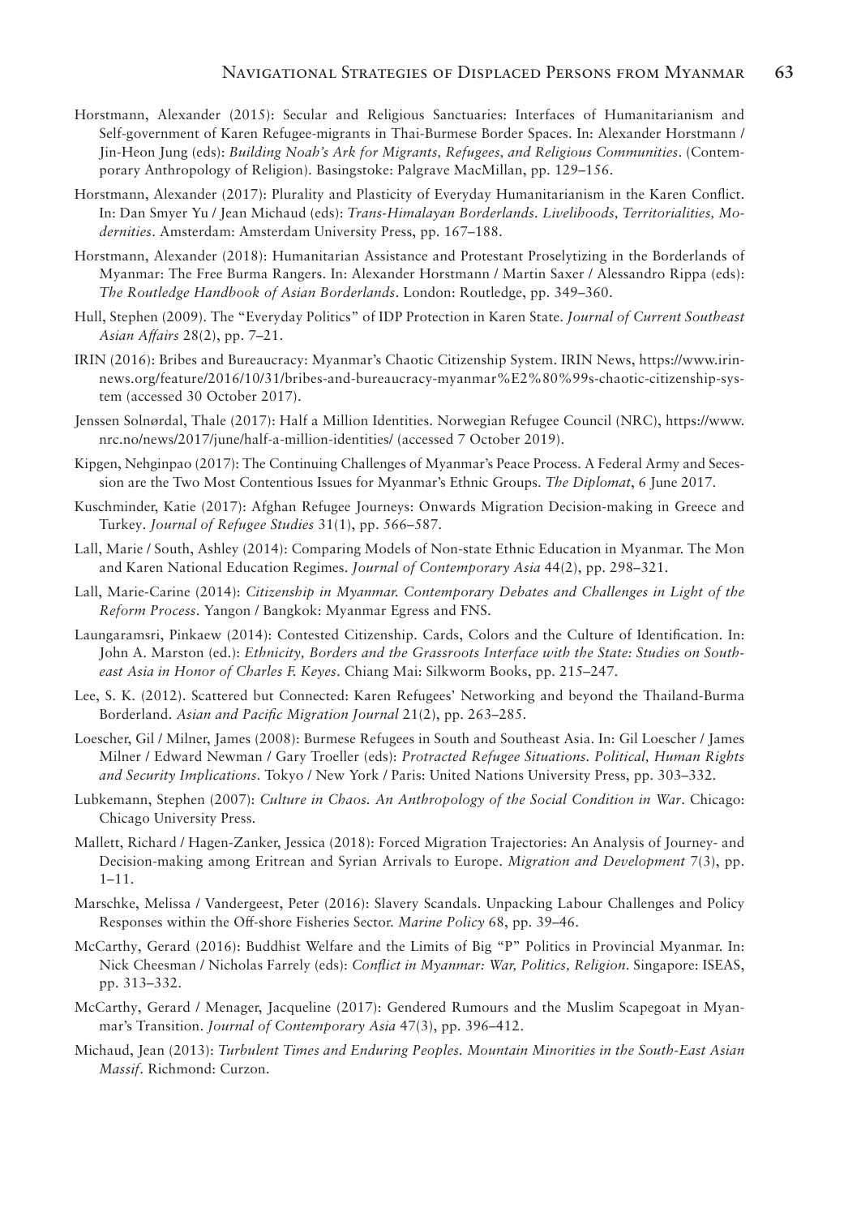Horstmann, Alexander (2015): Secular and Religious Sanctuaries: Interfaces of Humanitarianism and Self-government of Karen Refugee-migrants in Thai-Burmese Border Spaces. In: Alexander Horstmann / Jin-Heon Jung (eds): *Building Noah's Ark for Migrants, Refugees, and Religious Communities*. (Contemporary Anthropology of Religion). Basingstoke: Palgrave MacMillan, pp. 129–156.

Horstmann, Alexander (2017): Plurality and Plasticity of Everyday Humanitarianism in the Karen Conflict. In: Dan Smyer Yu / Jean Michaud (eds): *Trans-Himalayan Borderlands. Livelihoods, Territorialities, Modernities*. Amsterdam: Amsterdam University Press, pp. 167–188.

Horstmann, Alexander (2018): Humanitarian Assistance and Protestant Proselytizing in the Borderlands of Myanmar: The Free Burma Rangers. In: Alexander Horstmann / Martin Saxer / Alessandro Rippa (eds): *The Routledge Handbook of Asian Borderlands*. London: Routledge, pp. 349–360.

Hull, Stephen (2009). The "Everyday Politics" of IDP Protection in Karen State. *Journal of Current Southeast Asian Affairs* 28(2), pp. 7–21.

IRIN (2016): Bribes and Bureaucracy: Myanmar's Chaotic Citizenship System. IRIN News, https://www.irinnews.org/feature/2016/10/31/bribes-and-bureaucracy-myanmar%E2%80%99s-chaotic-citizenship-system (accessed 30 October 2017).

Jenssen Solnørdal, Thale (2017): Half a Million Identities. Norwegian Refugee Council (NRC), https://www.nrc.no/news/2017/june/half-a-million-identities/ (accessed 7 October 2019).

Kipgen, Nehginpao (2017): The Continuing Challenges of Myanmar's Peace Process. A Federal Army and Secession are the Two Most Contentious Issues for Myanmar's Ethnic Groups. *The Diplomat*, 6 June 2017.

Kuschminder, Katie (2017): Afghan Refugee Journeys: Onwards Migration Decision-making in Greece and Turkey. *Journal of Refugee Studies* 31(1), pp. 566–587.

Lall, Marie / South, Ashley (2014): Comparing Models of Non-state Ethnic Education in Myanmar. The Mon and Karen National Education Regimes. *Journal of Contemporary Asia* 44(2), pp. 298–321.

Lall, Marie-Carine (2014): *Citizenship in Myanmar. Contemporary Debates and Challenges in Light of the Reform Process*. Yangon / Bangkok: Myanmar Egress and FNS.

Laungaramsri, Pinkaew (2014): Contested Citizenship. Cards, Colors and the Culture of Identification. In: John A. Marston (ed.): *Ethnicity, Borders and the Grassroots Interface with the State: Studies on Southeast Asia in Honor of Charles F. Keyes*. Chiang Mai: Silkworm Books, pp. 215–247.

Lee, S. K. (2012). Scattered but Connected: Karen Refugees' Networking and beyond the Thailand-Burma Borderland. *Asian and Pacific Migration Journal* 21(2), pp. 263–285.

Loescher, Gil / Milner, James (2008): Burmese Refugees in South and Southeast Asia. In: Gil Loescher / James Milner / Edward Newman / Gary Troeller (eds): *Protracted Refugee Situations. Political, Human Rights and Security Implications*. Tokyo / New York / Paris: United Nations University Press, pp. 303–332.

Lubkemann, Stephen (2007): *Culture in Chaos. An Anthropology of the Social Condition in War*. Chicago: Chicago University Press.

Mallett, Richard / Hagen-Zanker, Jessica (2018): Forced Migration Trajectories: An Analysis of Journey- and Decision-making among Eritrean and Syrian Arrivals to Europe. *Migration and Development* 7(3), pp. 1–11.

Marschke, Melissa / Vandergeest, Peter (2016): Slavery Scandals. Unpacking Labour Challenges and Policy Responses within the Off-shore Fisheries Sector. *Marine Policy* 68, pp. 39–46.

McCarthy, Gerard (2016): Buddhist Welfare and the Limits of Big "P" Politics in Provincial Myanmar. In: Nick Cheesman / Nicholas Farrely (eds): *Conflict in Myanmar: War, Politics, Religion*. Singapore: ISEAS, pp. 313–332.

McCarthy, Gerard / Menager, Jacqueline (2017): Gendered Rumours and the Muslim Scapegoat in Myanmar's Transition. *Journal of Contemporary Asia* 47(3), pp. 396–412.

Michaud, Jean (2013): *Turbulent Times and Enduring Peoples. Mountain Minorities in the South-East Asian Massif*. Richmond: Curzon.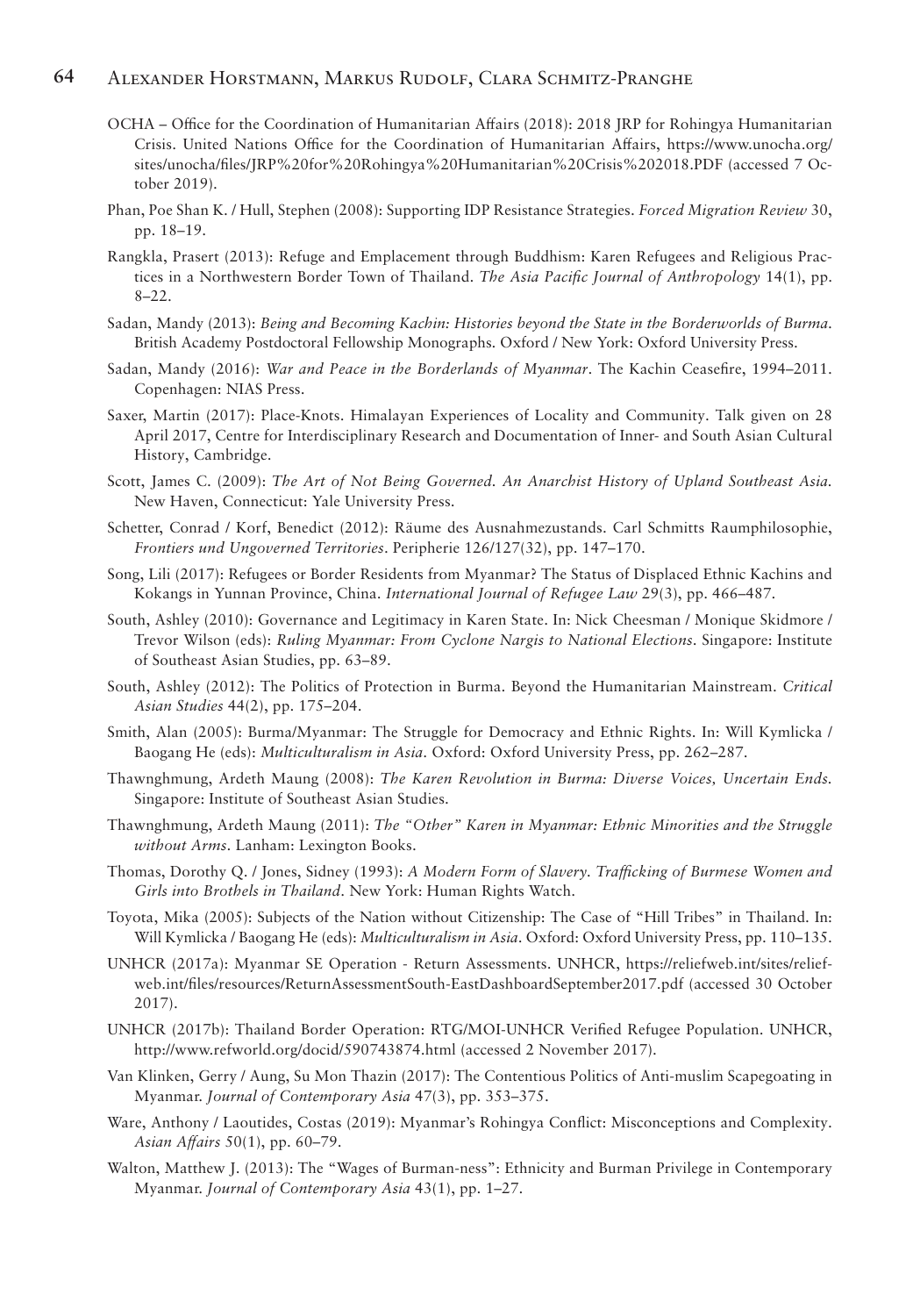OCHA – Office for the Coordination of Humanitarian Affairs (2018): 2018 JRP for Rohingya Humanitarian Crisis. United Nations Office for the Coordination of Humanitarian Affairs, https://www.unocha.org/sites/unocha/files/JRP%20for%20Rohingya%20Humanitarian%20Crisis%202018.PDF (accessed 7 October 2019).

Phan, Poe Shan K. / Hull, Stephen (2008): Supporting IDP Resistance Strategies. *Forced Migration Review* 30, pp. 18–19.

Rangkla, Prasert (2013): Refuge and Emplacement through Buddhism: Karen Refugees and Religious Practices in a Northwestern Border Town of Thailand. *The Asia Pacific Journal of Anthropology* 14(1), pp. 8–22.

Sadan, Mandy (2013): *Being and Becoming Kachin: Histories beyond the State in the Borderworlds of Burma*. British Academy Postdoctoral Fellowship Monographs. Oxford / New York: Oxford University Press.

Sadan, Mandy (2016): *War and Peace in the Borderlands of Myanmar*. The Kachin Ceasefire, 1994–2011. Copenhagen: NIAS Press.

Saxer, Martin (2017): Place-Knots. Himalayan Experiences of Locality and Community. Talk given on 28 April 2017, Centre for Interdisciplinary Research and Documentation of Inner- and South Asian Cultural History, Cambridge.

Scott, James C. (2009): *The Art of Not Being Governed. An Anarchist History of Upland Southeast Asia.* New Haven, Connecticut: Yale University Press.

Schetter, Conrad / Korf, Benedict (2012): Räume des Ausnahmezustands. Carl Schmitts Raumphilosophie, *Frontiers und Ungoverned Territories*. Peripherie 126/127(32), pp. 147–170.

Song, Lili (2017): Refugees or Border Residents from Myanmar? The Status of Displaced Ethnic Kachins and Kokangs in Yunnan Province, China. *International Journal of Refugee Law* 29(3), pp. 466–487.

South, Ashley (2010): Governance and Legitimacy in Karen State. In: Nick Cheesman / Monique Skidmore / Trevor Wilson (eds): *Ruling Myanmar: From Cyclone Nargis to National Elections*. Singapore: Institute of Southeast Asian Studies, pp. 63–89.

South, Ashley (2012): The Politics of Protection in Burma. Beyond the Humanitarian Mainstream. *Critical Asian Studies* 44(2), pp. 175–204.

Smith, Alan (2005): Burma/Myanmar: The Struggle for Democracy and Ethnic Rights. In: Will Kymlicka / Baogang He (eds): *Multiculturalism in Asia*. Oxford: Oxford University Press, pp. 262–287.

Thawnghmung, Ardeth Maung (2008): *The Karen Revolution in Burma: Diverse Voices, Uncertain Ends.* Singapore: Institute of Southeast Asian Studies.

Thawnghmung, Ardeth Maung (2011): *The "Other" Karen in Myanmar: Ethnic Minorities and the Struggle without Arms*. Lanham: Lexington Books.

Thomas, Dorothy Q. / Jones, Sidney (1993): *A Modern Form of Slavery. Trafficking of Burmese Women and Girls into Brothels in Thailand*. New York: Human Rights Watch.

Toyota, Mika (2005): Subjects of the Nation without Citizenship: The Case of "Hill Tribes" in Thailand. In: Will Kymlicka / Baogang He (eds): *Multiculturalism in Asia*. Oxford: Oxford University Press, pp. 110–135.

UNHCR (2017a): Myanmar SE Operation - Return Assessments. UNHCR, https://reliefweb.int/sites/reliefweb.int/files/resources/ReturnAssessmentSouth-EastDashboardSeptember2017.pdf (accessed 30 October 2017).

UNHCR (2017b): Thailand Border Operation: RTG/MOI-UNHCR Verified Refugee Population. UNHCR, http://www.refworld.org/docid/590743874.html (accessed 2 November 2017).

Van Klinken, Gerry / Aung, Su Mon Thazin (2017): The Contentious Politics of Anti-muslim Scapegoating in Myanmar. *Journal of Contemporary Asia* 47(3), pp. 353–375.

Ware, Anthony / Laoutides, Costas (2019): Myanmar's Rohingya Conflict: Misconceptions and Complexity. *Asian Affairs* 50(1), pp. 60–79.

Walton, Matthew J. (2013): The "Wages of Burman-ness": Ethnicity and Burman Privilege in Contemporary Myanmar. *Journal of Contemporary Asia* 43(1), pp. 1–27.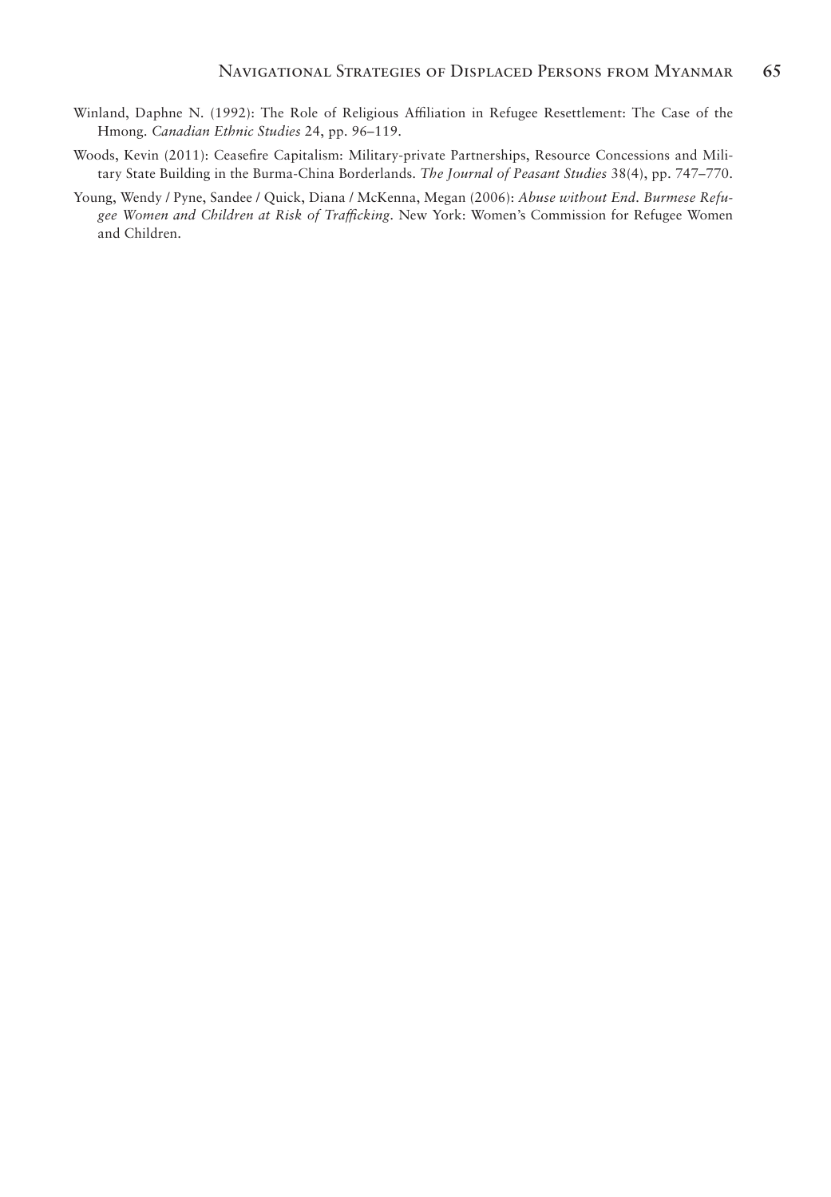Winland, Daphne N. (1992): The Role of Religious Affiliation in Refugee Resettlement: The Case of the Hmong. *Canadian Ethnic Studies* 24, pp. 96–119.

Woods, Kevin (2011): Ceasefire Capitalism: Military-private Partnerships, Resource Concessions and Military State Building in the Burma-China Borderlands. *The Journal of Peasant Studies* 38(4), pp. 747–770.

Young, Wendy / Pyne, Sandee / Quick, Diana / McKenna, Megan (2006): *Abuse without End. Burmese Refugee Women and Children at Risk of Trafficking*. New York: Women's Commission for Refugee Women and Children.